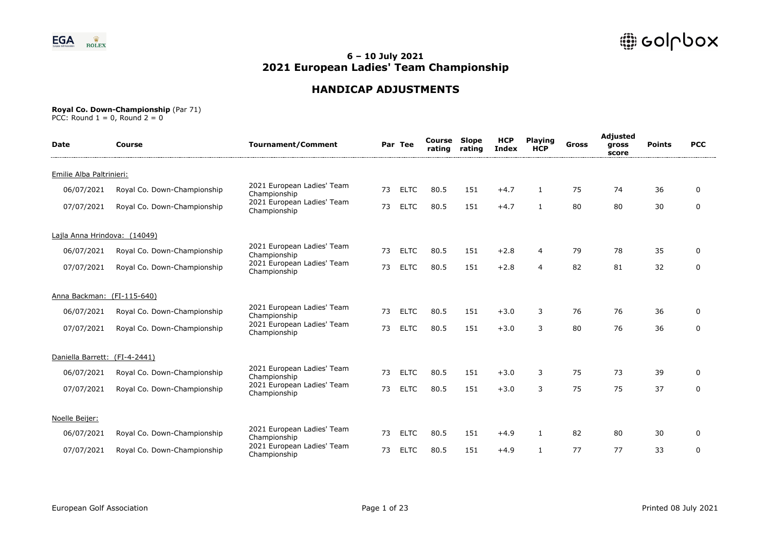# 6 – 10 July 2021
# 2021 European Ladies' Team Championship

## HANDICAP ADJUSTMENTS

**Royal Co. Down-Championship** (Par 71)
PCC: Round 1 = 0, Round 2 = 0

| Date | Course | Tournament/Comment | Par | Tee | Course rating | Slope rating | HCP Index | Playing HCP | Gross | Adjusted gross score | Points | PCC |
|---|---|---|---|---|---|---|---|---|---|---|---|---|
| Emilie Alba Paltrinieri: | | | | | | | | | | | | |
| 06/07/2021 | Royal Co. Down-Championship | 2021 European Ladies' Team Championship | 73 | ELTC | 80.5 | 151 | +4.7 | 1 | 75 | 74 | 36 | 0 |
| 07/07/2021 | Royal Co. Down-Championship | 2021 European Ladies' Team Championship | 73 | ELTC | 80.5 | 151 | +4.7 | 1 | 80 | 80 | 30 | 0 |
| Lajla Anna Hrindova: (14049) | | | | | | | | | | | | |
| 06/07/2021 | Royal Co. Down-Championship | 2021 European Ladies' Team Championship | 73 | ELTC | 80.5 | 151 | +2.8 | 4 | 79 | 78 | 35 | 0 |
| 07/07/2021 | Royal Co. Down-Championship | 2021 European Ladies' Team Championship | 73 | ELTC | 80.5 | 151 | +2.8 | 4 | 82 | 81 | 32 | 0 |
| Anna Backman: (FI-115-640) | | | | | | | | | | | | |
| 06/07/2021 | Royal Co. Down-Championship | 2021 European Ladies' Team Championship | 73 | ELTC | 80.5 | 151 | +3.0 | 3 | 76 | 76 | 36 | 0 |
| 07/07/2021 | Royal Co. Down-Championship | 2021 European Ladies' Team Championship | 73 | ELTC | 80.5 | 151 | +3.0 | 3 | 80 | 76 | 36 | 0 |
| Daniella Barrett: (FI-4-2441) | | | | | | | | | | | | |
| 06/07/2021 | Royal Co. Down-Championship | 2021 European Ladies' Team Championship | 73 | ELTC | 80.5 | 151 | +3.0 | 3 | 75 | 73 | 39 | 0 |
| 07/07/2021 | Royal Co. Down-Championship | 2021 European Ladies' Team Championship | 73 | ELTC | 80.5 | 151 | +3.0 | 3 | 75 | 75 | 37 | 0 |
| Noelle Beijer: | | | | | | | | | | | | |
| 06/07/2021 | Royal Co. Down-Championship | 2021 European Ladies' Team Championship | 73 | ELTC | 80.5 | 151 | +4.9 | 1 | 82 | 80 | 30 | 0 |
| 07/07/2021 | Royal Co. Down-Championship | 2021 European Ladies' Team Championship | 73 | ELTC | 80.5 | 151 | +4.9 | 1 | 77 | 77 | 33 | 0 |

European Golf Association

Printed 08 July 2021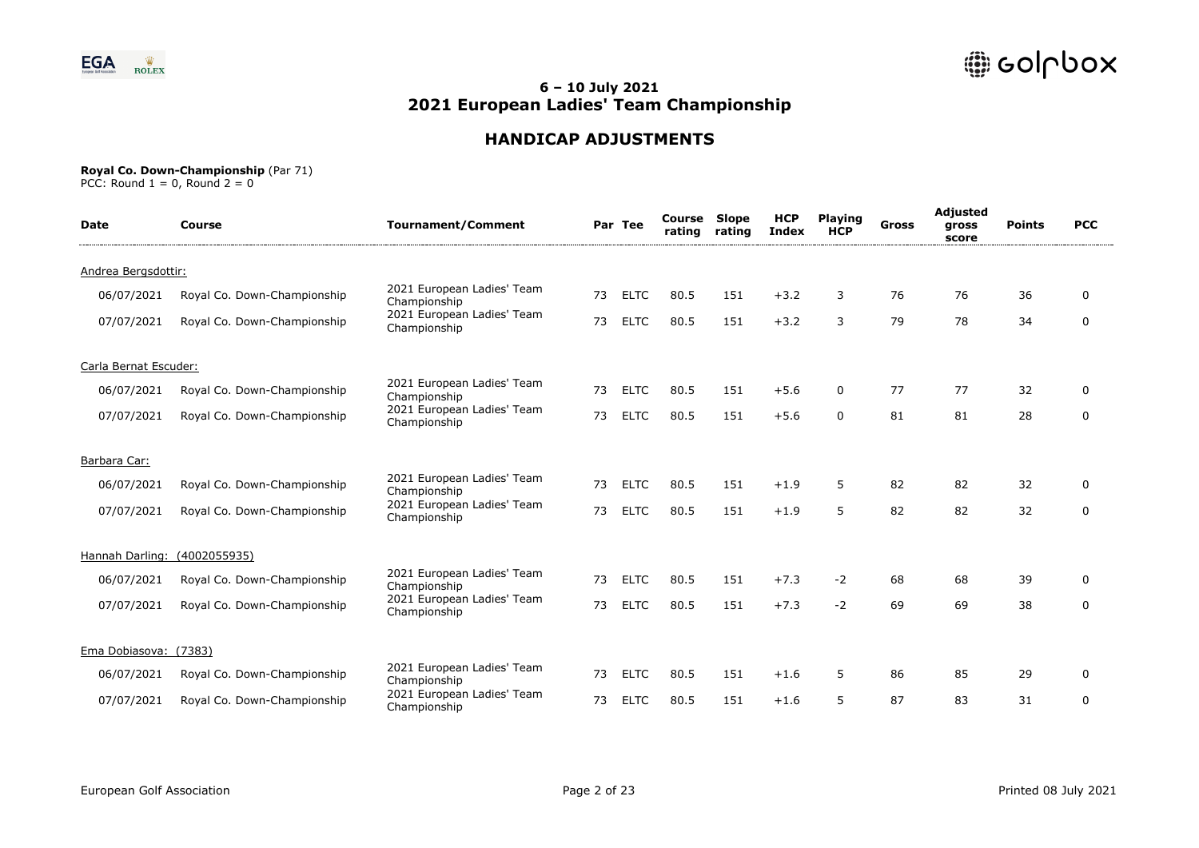# 6 – 10 July 2021
# 2021 European Ladies' Team Championship

## HANDICAP ADJUSTMENTS

**Royal Co. Down-Championship** (Par 71)
PCC: Round 1 = 0, Round 2 = 0

| Date | Course | Tournament/Comment | Par | Tee | Course rating | Slope rating | HCP Index | Playing HCP | Gross | Adjusted gross score | Points | PCC |
|---|---|---|---|---|---|---|---|---|---|---|---|---|
| Andrea Bergsdottir: | | | | | | | | | | | | |
| 06/07/2021 | Royal Co. Down-Championship | 2021 European Ladies' Team Championship | 73 | ELTC | 80.5 | 151 | +3.2 | 3 | 76 | 76 | 36 | 0 |
| 07/07/2021 | Royal Co. Down-Championship | 2021 European Ladies' Team Championship | 73 | ELTC | 80.5 | 151 | +3.2 | 3 | 79 | 78 | 34 | 0 |
| Carla Bernat Escuder: | | | | | | | | | | | | |
| 06/07/2021 | Royal Co. Down-Championship | 2021 European Ladies' Team Championship | 73 | ELTC | 80.5 | 151 | +5.6 | 0 | 77 | 77 | 32 | 0 |
| 07/07/2021 | Royal Co. Down-Championship | 2021 European Ladies' Team Championship | 73 | ELTC | 80.5 | 151 | +5.6 | 0 | 81 | 81 | 28 | 0 |
| Barbara Car: | | | | | | | | | | | | |
| 06/07/2021 | Royal Co. Down-Championship | 2021 European Ladies' Team Championship | 73 | ELTC | 80.5 | 151 | +1.9 | 5 | 82 | 82 | 32 | 0 |
| 07/07/2021 | Royal Co. Down-Championship | 2021 European Ladies' Team Championship | 73 | ELTC | 80.5 | 151 | +1.9 | 5 | 82 | 82 | 32 | 0 |
| Hannah Darling: (4002055935) | | | | | | | | | | | | |
| 06/07/2021 | Royal Co. Down-Championship | 2021 European Ladies' Team Championship | 73 | ELTC | 80.5 | 151 | +7.3 | -2 | 68 | 68 | 39 | 0 |
| 07/07/2021 | Royal Co. Down-Championship | 2021 European Ladies' Team Championship | 73 | ELTC | 80.5 | 151 | +7.3 | -2 | 69 | 69 | 38 | 0 |
| Ema Dobiasova: (7383) | | | | | | | | | | | | |
| 06/07/2021 | Royal Co. Down-Championship | 2021 European Ladies' Team Championship | 73 | ELTC | 80.5 | 151 | +1.6 | 5 | 86 | 85 | 29 | 0 |
| 07/07/2021 | Royal Co. Down-Championship | 2021 European Ladies' Team Championship | 73 | ELTC | 80.5 | 151 | +1.6 | 5 | 87 | 83 | 31 | 0 |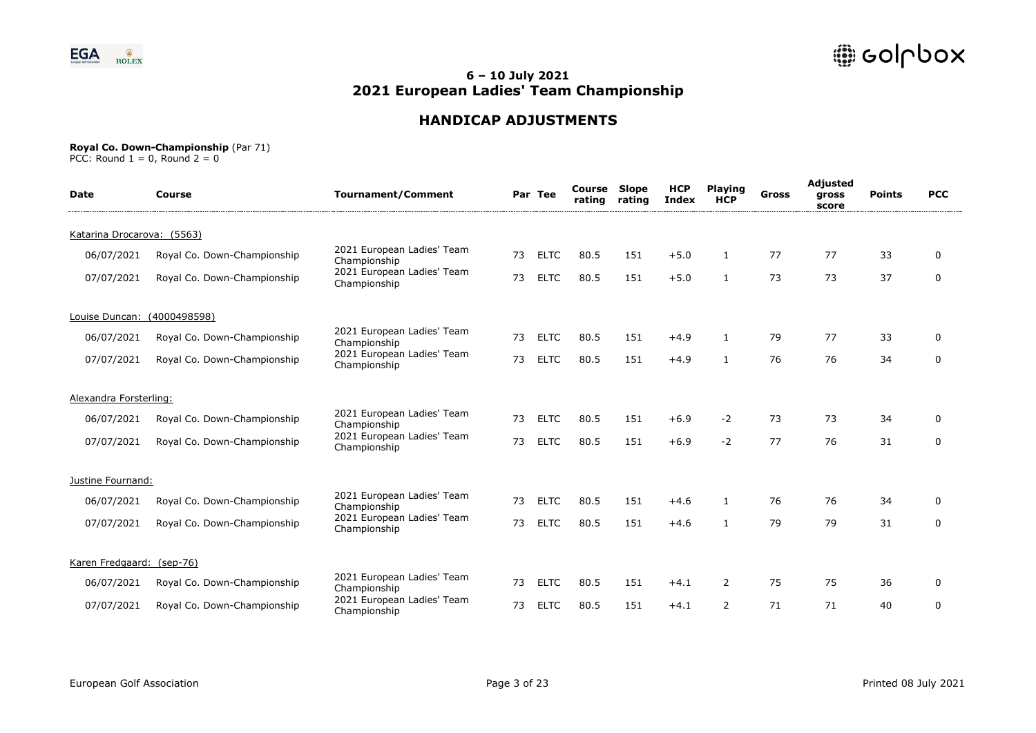## 6 – 10 July 2021
# 2021 European Ladies' Team Championship

## HANDICAP ADJUSTMENTS

**Royal Co. Down-Championship** (Par 71)
PCC: Round 1 = 0, Round 2 = 0

| Date | Course | Tournament/Comment | Par | Tee | Course rating | Slope rating | HCP Index | Playing HCP | Gross | Adjusted gross score | Points | PCC |
|---|---|---|---|---|---|---|---|---|---|---|---|---|
| Katarina Drocarova: (5563) | | | | | | | | | | | | |
| 06/07/2021 | Royal Co. Down-Championship | 2021 European Ladies' Team Championship | 73 | ELTC | 80.5 | 151 | +5.0 | 1 | 77 | 77 | 33 | 0 |
| 07/07/2021 | Royal Co. Down-Championship | 2021 European Ladies' Team Championship | 73 | ELTC | 80.5 | 151 | +5.0 | 1 | 73 | 73 | 37 | 0 |
| Louise Duncan: (4000498598) | | | | | | | | | | | | |
| 06/07/2021 | Royal Co. Down-Championship | 2021 European Ladies' Team Championship | 73 | ELTC | 80.5 | 151 | +4.9 | 1 | 79 | 77 | 33 | 0 |
| 07/07/2021 | Royal Co. Down-Championship | 2021 European Ladies' Team Championship | 73 | ELTC | 80.5 | 151 | +4.9 | 1 | 76 | 76 | 34 | 0 |
| Alexandra Forsterling: | | | | | | | | | | | | |
| 06/07/2021 | Royal Co. Down-Championship | 2021 European Ladies' Team Championship | 73 | ELTC | 80.5 | 151 | +6.9 | -2 | 73 | 73 | 34 | 0 |
| 07/07/2021 | Royal Co. Down-Championship | 2021 European Ladies' Team Championship | 73 | ELTC | 80.5 | 151 | +6.9 | -2 | 77 | 76 | 31 | 0 |
| Justine Fournand: | | | | | | | | | | | | |
| 06/07/2021 | Royal Co. Down-Championship | 2021 European Ladies' Team Championship | 73 | ELTC | 80.5 | 151 | +4.6 | 1 | 76 | 76 | 34 | 0 |
| 07/07/2021 | Royal Co. Down-Championship | 2021 European Ladies' Team Championship | 73 | ELTC | 80.5 | 151 | +4.6 | 1 | 79 | 79 | 31 | 0 |
| Karen Fredgaard: (sep-76) | | | | | | | | | | | | |
| 06/07/2021 | Royal Co. Down-Championship | 2021 European Ladies' Team Championship | 73 | ELTC | 80.5 | 151 | +4.1 | 2 | 75 | 75 | 36 | 0 |
| 07/07/2021 | Royal Co. Down-Championship | 2021 European Ladies' Team Championship | 73 | ELTC | 80.5 | 151 | +4.1 | 2 | 71 | 71 | 40 | 0 |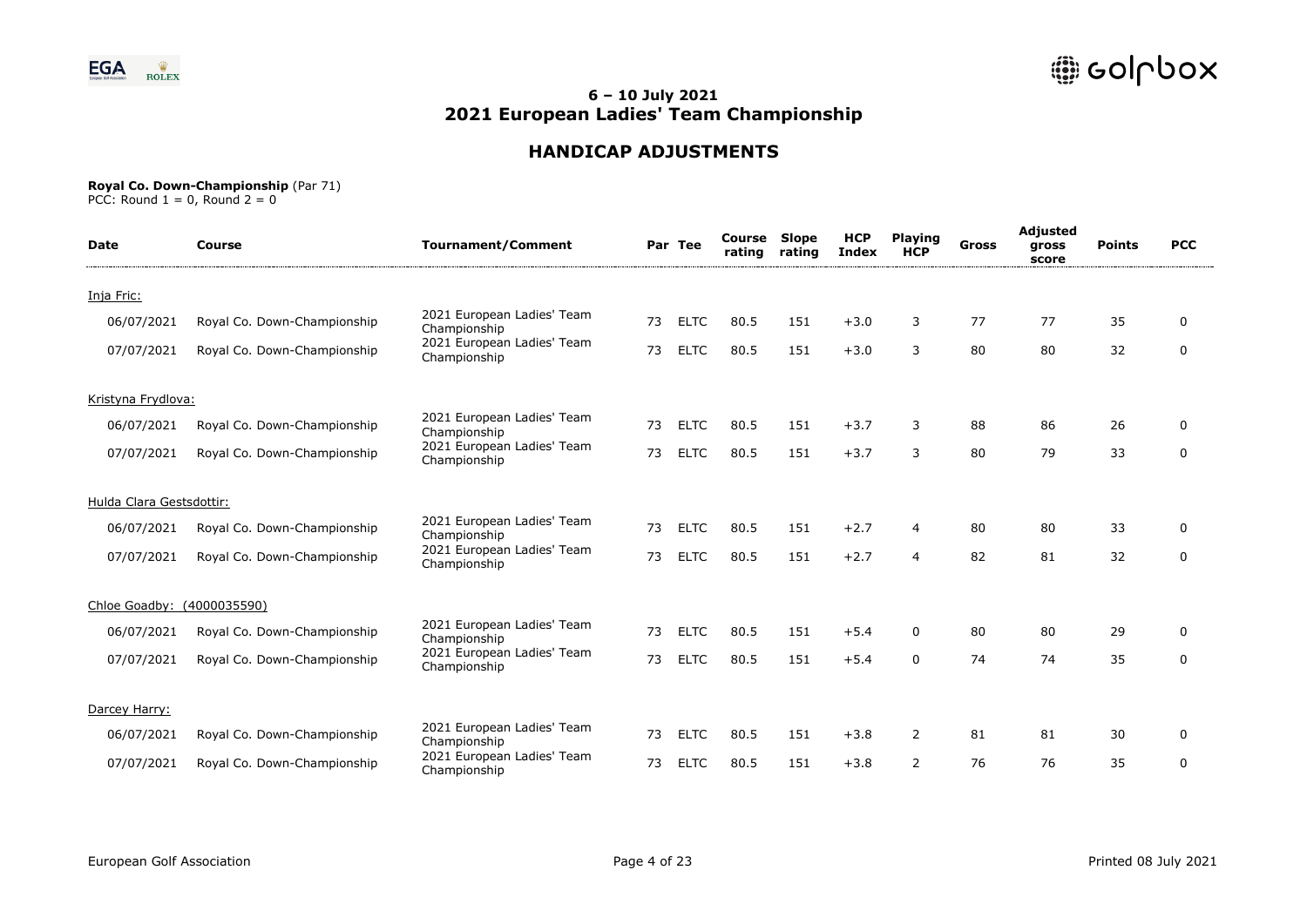## 6 – 10 July 2021
## 2021 European Ladies' Team Championship

## HANDICAP ADJUSTMENTS

**Royal Co. Down-Championship** (Par 71)
PCC: Round 1 = 0, Round 2 = 0

| Date | Course | Tournament/Comment | Par | Tee | Course rating | Slope rating | HCP Index | Playing HCP | Gross | Adjusted gross score | Points | PCC |
|---|---|---|---|---|---|---|---|---|---|---|---|---|
| Inja Fric: | | | | | | | | | | | | |
| 06/07/2021 | Royal Co. Down-Championship | 2021 European Ladies' Team Championship | 73 | ELTC | 80.5 | 151 | +3.0 | 3 | 77 | 77 | 35 | 0 |
| 07/07/2021 | Royal Co. Down-Championship | 2021 European Ladies' Team Championship | 73 | ELTC | 80.5 | 151 | +3.0 | 3 | 80 | 80 | 32 | 0 |
| Kristyna Frydlova: | | | | | | | | | | | | |
| 06/07/2021 | Royal Co. Down-Championship | 2021 European Ladies' Team Championship | 73 | ELTC | 80.5 | 151 | +3.7 | 3 | 88 | 86 | 26 | 0 |
| 07/07/2021 | Royal Co. Down-Championship | 2021 European Ladies' Team Championship | 73 | ELTC | 80.5 | 151 | +3.7 | 3 | 80 | 79 | 33 | 0 |
| Hulda Clara Gestsdottir: | | | | | | | | | | | | |
| 06/07/2021 | Royal Co. Down-Championship | 2021 European Ladies' Team Championship | 73 | ELTC | 80.5 | 151 | +2.7 | 4 | 80 | 80 | 33 | 0 |
| 07/07/2021 | Royal Co. Down-Championship | 2021 European Ladies' Team Championship | 73 | ELTC | 80.5 | 151 | +2.7 | 4 | 82 | 81 | 32 | 0 |
| Chloe Goadby: (4000035590) | | | | | | | | | | | | |
| 06/07/2021 | Royal Co. Down-Championship | 2021 European Ladies' Team Championship | 73 | ELTC | 80.5 | 151 | +5.4 | 0 | 80 | 80 | 29 | 0 |
| 07/07/2021 | Royal Co. Down-Championship | 2021 European Ladies' Team Championship | 73 | ELTC | 80.5 | 151 | +5.4 | 0 | 74 | 74 | 35 | 0 |
| Darcey Harry: | | | | | | | | | | | | |
| 06/07/2021 | Royal Co. Down-Championship | 2021 European Ladies' Team Championship | 73 | ELTC | 80.5 | 151 | +3.8 | 2 | 81 | 81 | 30 | 0 |
| 07/07/2021 | Royal Co. Down-Championship | 2021 European Ladies' Team Championship | 73 | ELTC | 80.5 | 151 | +3.8 | 2 | 76 | 76 | 35 | 0 |

European Golf Association

Printed 08 July 2021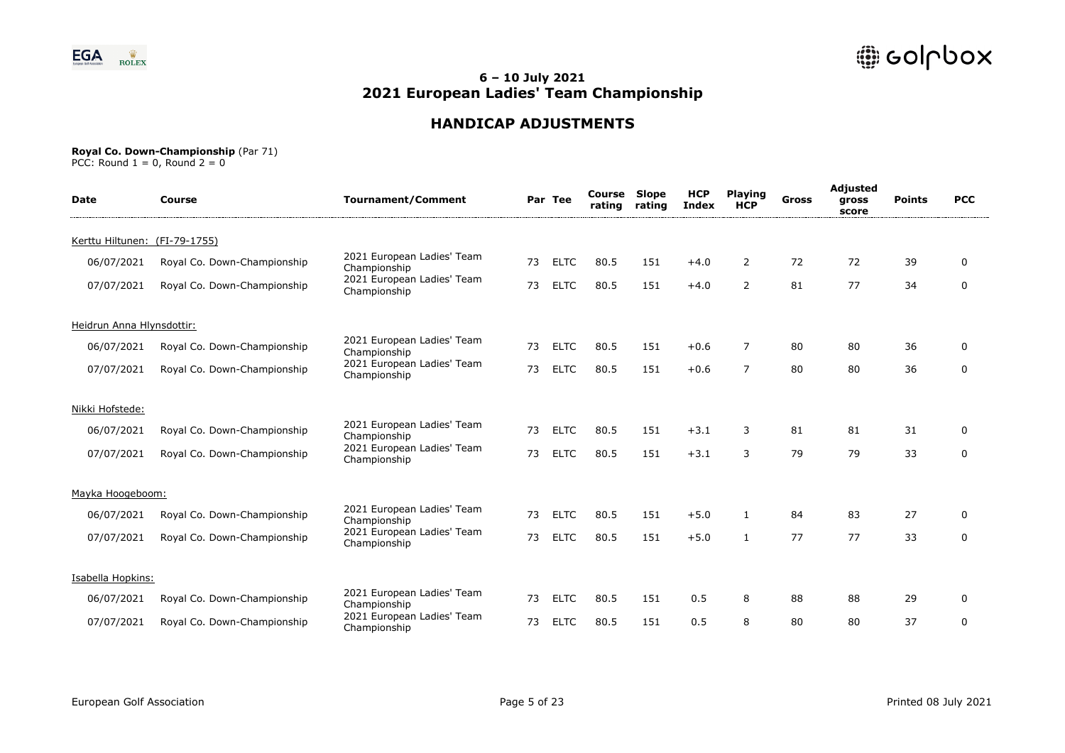# 6 – 10 July 2021
# 2021 European Ladies' Team Championship

## HANDICAP ADJUSTMENTS

**Royal Co. Down-Championship** (Par 71)
PCC: Round 1 = 0, Round 2 = 0

| Date | Course | Tournament/Comment | Par | Tee | Course rating | Slope rating | HCP Index | Playing HCP | Gross | Adjusted gross score | Points | PCC |
|---|---|---|---|---|---|---|---|---|---|---|---|---|
| Kerttu Hiltunen: (FI-79-1755) | | | | | | | | | | | | |
| 06/07/2021 | Royal Co. Down-Championship | 2021 European Ladies' Team Championship | 73 | ELTC | 80.5 | 151 | +4.0 | 2 | 72 | 72 | 39 | 0 |
| 07/07/2021 | Royal Co. Down-Championship | 2021 European Ladies' Team Championship | 73 | ELTC | 80.5 | 151 | +4.0 | 2 | 81 | 77 | 34 | 0 |
| Heidrun Anna Hlynsdottir: | | | | | | | | | | | | |
| 06/07/2021 | Royal Co. Down-Championship | 2021 European Ladies' Team Championship | 73 | ELTC | 80.5 | 151 | +0.6 | 7 | 80 | 80 | 36 | 0 |
| 07/07/2021 | Royal Co. Down-Championship | 2021 European Ladies' Team Championship | 73 | ELTC | 80.5 | 151 | +0.6 | 7 | 80 | 80 | 36 | 0 |
| Nikki Hofstede: | | | | | | | | | | | | |
| 06/07/2021 | Royal Co. Down-Championship | 2021 European Ladies' Team Championship | 73 | ELTC | 80.5 | 151 | +3.1 | 3 | 81 | 81 | 31 | 0 |
| 07/07/2021 | Royal Co. Down-Championship | 2021 European Ladies' Team Championship | 73 | ELTC | 80.5 | 151 | +3.1 | 3 | 79 | 79 | 33 | 0 |
| Mayka Hoogeboom: | | | | | | | | | | | | |
| 06/07/2021 | Royal Co. Down-Championship | 2021 European Ladies' Team Championship | 73 | ELTC | 80.5 | 151 | +5.0 | 1 | 84 | 83 | 27 | 0 |
| 07/07/2021 | Royal Co. Down-Championship | 2021 European Ladies' Team Championship | 73 | ELTC | 80.5 | 151 | +5.0 | 1 | 77 | 77 | 33 | 0 |
| Isabella Hopkins: | | | | | | | | | | | | |
| 06/07/2021 | Royal Co. Down-Championship | 2021 European Ladies' Team Championship | 73 | ELTC | 80.5 | 151 | 0.5 | 8 | 88 | 88 | 29 | 0 |
| 07/07/2021 | Royal Co. Down-Championship | 2021 European Ladies' Team Championship | 73 | ELTC | 80.5 | 151 | 0.5 | 8 | 80 | 80 | 37 | 0 |

European Golf Association

Printed 08 July 2021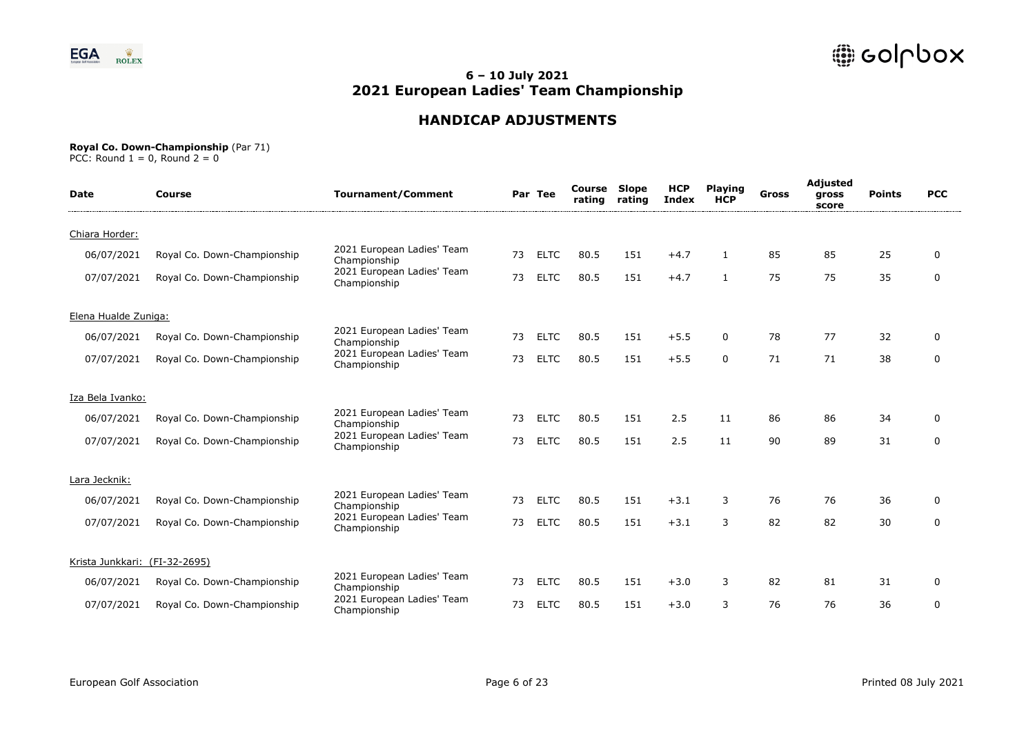## 6 – 10 July 2021

# 2021 European Ladies' Team Championship

## HANDICAP ADJUSTMENTS

**Royal Co. Down-Championship** (Par 71)
PCC: Round 1 = 0, Round 2 = 0

| Date | Course | Tournament/Comment | Par | Tee | Course rating | Slope rating | HCP Index | Playing HCP | Gross | Adjusted gross score | Points | PCC |
|---|---|---|---|---|---|---|---|---|---|---|---|---|
| Chiara Horder: | | | | | | | | | | | | |
| 06/07/2021 | Royal Co. Down-Championship | 2021 European Ladies' Team Championship | 73 | ELTC | 80.5 | 151 | +4.7 | 1 | 85 | 85 | 25 | 0 |
| 07/07/2021 | Royal Co. Down-Championship | 2021 European Ladies' Team Championship | 73 | ELTC | 80.5 | 151 | +4.7 | 1 | 75 | 75 | 35 | 0 |
| Elena Hualde Zuniga: | | | | | | | | | | | | |
| 06/07/2021 | Royal Co. Down-Championship | 2021 European Ladies' Team Championship | 73 | ELTC | 80.5 | 151 | +5.5 | 0 | 78 | 77 | 32 | 0 |
| 07/07/2021 | Royal Co. Down-Championship | 2021 European Ladies' Team Championship | 73 | ELTC | 80.5 | 151 | +5.5 | 0 | 71 | 71 | 38 | 0 |
| Iza Bela Ivanko: | | | | | | | | | | | | |
| 06/07/2021 | Royal Co. Down-Championship | 2021 European Ladies' Team Championship | 73 | ELTC | 80.5 | 151 | 2.5 | 11 | 86 | 86 | 34 | 0 |
| 07/07/2021 | Royal Co. Down-Championship | 2021 European Ladies' Team Championship | 73 | ELTC | 80.5 | 151 | 2.5 | 11 | 90 | 89 | 31 | 0 |
| Lara Jecknik: | | | | | | | | | | | | |
| 06/07/2021 | Royal Co. Down-Championship | 2021 European Ladies' Team Championship | 73 | ELTC | 80.5 | 151 | +3.1 | 3 | 76 | 76 | 36 | 0 |
| 07/07/2021 | Royal Co. Down-Championship | 2021 European Ladies' Team Championship | 73 | ELTC | 80.5 | 151 | +3.1 | 3 | 82 | 82 | 30 | 0 |
| Krista Junkkari: (FI-32-2695) | | | | | | | | | | | | |
| 06/07/2021 | Royal Co. Down-Championship | 2021 European Ladies' Team Championship | 73 | ELTC | 80.5 | 151 | +3.0 | 3 | 82 | 81 | 31 | 0 |
| 07/07/2021 | Royal Co. Down-Championship | 2021 European Ladies' Team Championship | 73 | ELTC | 80.5 | 151 | +3.0 | 3 | 76 | 76 | 36 | 0 |

European Golf Association

Printed 08 July 2021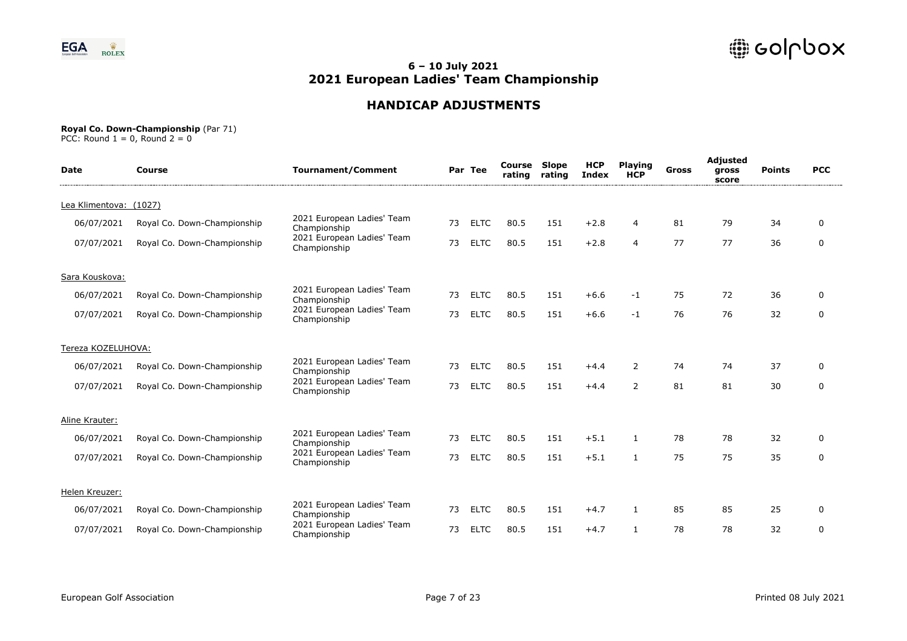# 6 – 10 July 2021
# 2021 European Ladies' Team Championship

## HANDICAP ADJUSTMENTS

**Royal Co. Down-Championship** (Par 71)
PCC: Round 1 = 0, Round 2 = 0

| Date | Course | Tournament/Comment | Par | Tee | Course rating | Slope rating | HCP Index | Playing HCP | Gross | Adjusted gross score | Points | PCC |
|---|---|---|---|---|---|---|---|---|---|---|---|---|
| Lea Klimentova: (1027) | | | | | | | | | | | | |
| 06/07/2021 | Royal Co. Down-Championship | 2021 European Ladies' Team Championship | 73 | ELTC | 80.5 | 151 | +2.8 | 4 | 81 | 79 | 34 | 0 |
| 07/07/2021 | Royal Co. Down-Championship | 2021 European Ladies' Team Championship | 73 | ELTC | 80.5 | 151 | +2.8 | 4 | 77 | 77 | 36 | 0 |
| Sara Kouskova: | | | | | | | | | | | | |
| 06/07/2021 | Royal Co. Down-Championship | 2021 European Ladies' Team Championship | 73 | ELTC | 80.5 | 151 | +6.6 | -1 | 75 | 72 | 36 | 0 |
| 07/07/2021 | Royal Co. Down-Championship | 2021 European Ladies' Team Championship | 73 | ELTC | 80.5 | 151 | +6.6 | -1 | 76 | 76 | 32 | 0 |
| Tereza KOZELUHOVA: | | | | | | | | | | | | |
| 06/07/2021 | Royal Co. Down-Championship | 2021 European Ladies' Team Championship | 73 | ELTC | 80.5 | 151 | +4.4 | 2 | 74 | 74 | 37 | 0 |
| 07/07/2021 | Royal Co. Down-Championship | 2021 European Ladies' Team Championship | 73 | ELTC | 80.5 | 151 | +4.4 | 2 | 81 | 81 | 30 | 0 |
| Aline Krauter: | | | | | | | | | | | | |
| 06/07/2021 | Royal Co. Down-Championship | 2021 European Ladies' Team Championship | 73 | ELTC | 80.5 | 151 | +5.1 | 1 | 78 | 78 | 32 | 0 |
| 07/07/2021 | Royal Co. Down-Championship | 2021 European Ladies' Team Championship | 73 | ELTC | 80.5 | 151 | +5.1 | 1 | 75 | 75 | 35 | 0 |
| Helen Kreuzer: | | | | | | | | | | | | |
| 06/07/2021 | Royal Co. Down-Championship | 2021 European Ladies' Team Championship | 73 | ELTC | 80.5 | 151 | +4.7 | 1 | 85 | 85 | 25 | 0 |
| 07/07/2021 | Royal Co. Down-Championship | 2021 European Ladies' Team Championship | 73 | ELTC | 80.5 | 151 | +4.7 | 1 | 78 | 78 | 32 | 0 |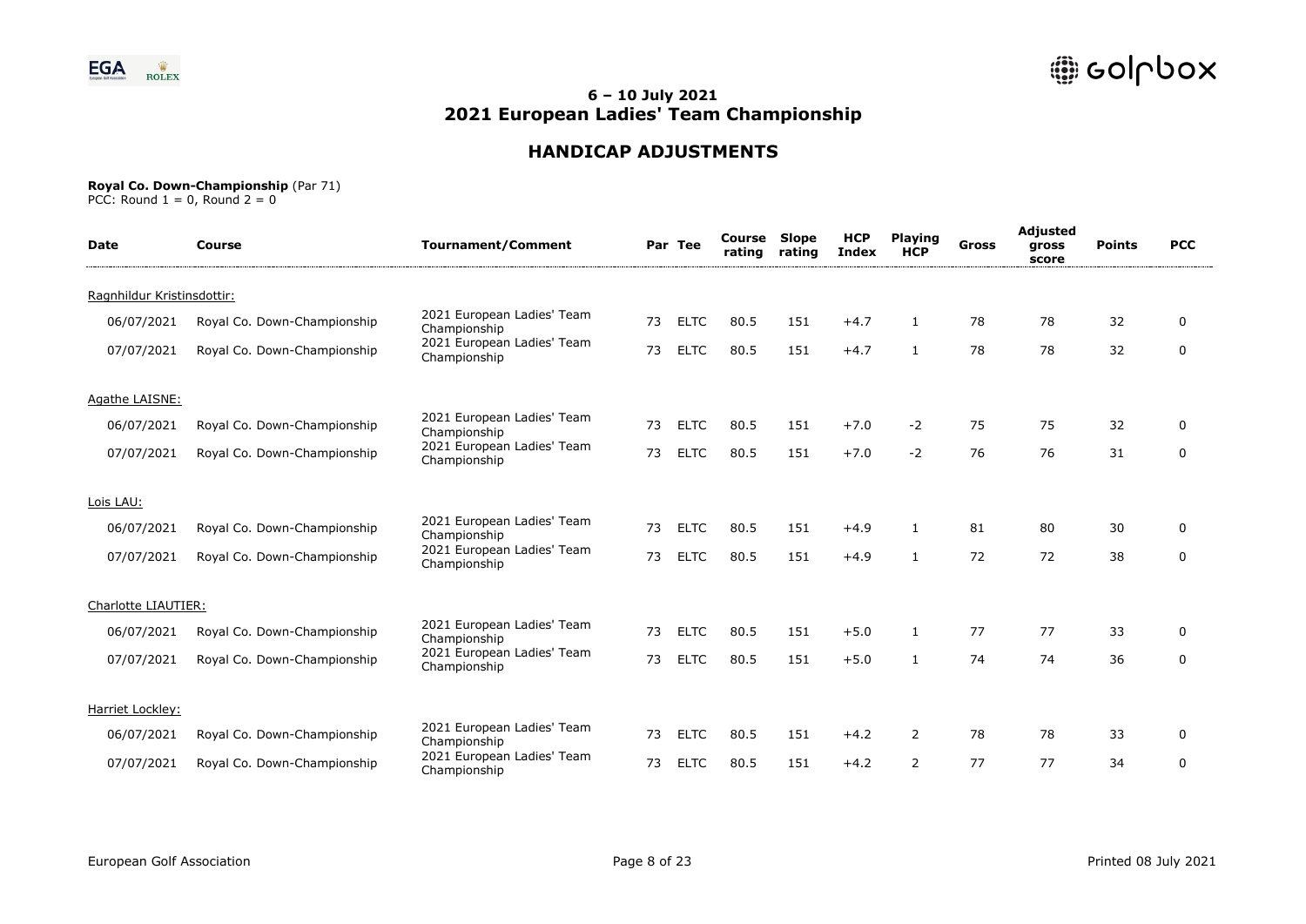## 6 – 10 July 2021
## 2021 European Ladies' Team Championship

# HANDICAP ADJUSTMENTS

**Royal Co. Down-Championship** (Par 71)
PCC: Round 1 = 0, Round 2 = 0

| Date | Course | Tournament/Comment | Par | Tee | Course rating | Slope rating | HCP Index | Playing HCP | Gross | Adjusted gross score | Points | PCC |
|---|---|---|---|---|---|---|---|---|---|---|---|---|
| Ragnhildur Kristinsdottir: | | | | | | | | | | | | |
| 06/07/2021 | Royal Co. Down-Championship | 2021 European Ladies' Team Championship | 73 | ELTC | 80.5 | 151 | +4.7 | 1 | 78 | 78 | 32 | 0 |
| 07/07/2021 | Royal Co. Down-Championship | 2021 European Ladies' Team Championship | 73 | ELTC | 80.5 | 151 | +4.7 | 1 | 78 | 78 | 32 | 0 |
| Agathe LAISNE: | | | | | | | | | | | | |
| 06/07/2021 | Royal Co. Down-Championship | 2021 European Ladies' Team Championship | 73 | ELTC | 80.5 | 151 | +7.0 | -2 | 75 | 75 | 32 | 0 |
| 07/07/2021 | Royal Co. Down-Championship | 2021 European Ladies' Team Championship | 73 | ELTC | 80.5 | 151 | +7.0 | -2 | 76 | 76 | 31 | 0 |
| Lois LAU: | | | | | | | | | | | | |
| 06/07/2021 | Royal Co. Down-Championship | 2021 European Ladies' Team Championship | 73 | ELTC | 80.5 | 151 | +4.9 | 1 | 81 | 80 | 30 | 0 |
| 07/07/2021 | Royal Co. Down-Championship | 2021 European Ladies' Team Championship | 73 | ELTC | 80.5 | 151 | +4.9 | 1 | 72 | 72 | 38 | 0 |
| Charlotte LIAUTIER: | | | | | | | | | | | | |
| 06/07/2021 | Royal Co. Down-Championship | 2021 European Ladies' Team Championship | 73 | ELTC | 80.5 | 151 | +5.0 | 1 | 77 | 77 | 33 | 0 |
| 07/07/2021 | Royal Co. Down-Championship | 2021 European Ladies' Team Championship | 73 | ELTC | 80.5 | 151 | +5.0 | 1 | 74 | 74 | 36 | 0 |
| Harriet Lockley: | | | | | | | | | | | | |
| 06/07/2021 | Royal Co. Down-Championship | 2021 European Ladies' Team Championship | 73 | ELTC | 80.5 | 151 | +4.2 | 2 | 78 | 78 | 33 | 0 |
| 07/07/2021 | Royal Co. Down-Championship | 2021 European Ladies' Team Championship | 73 | ELTC | 80.5 | 151 | +4.2 | 2 | 77 | 77 | 34 | 0 |

European Golf Association

Printed 08 July 2021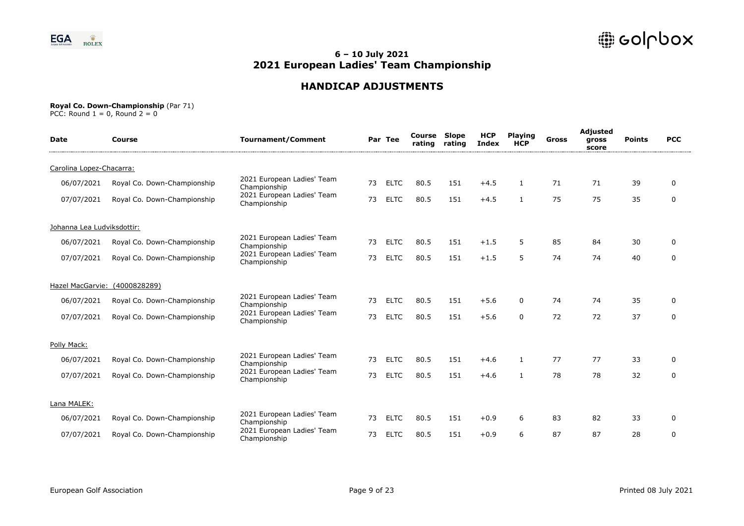## 6 – 10 July 2021
# 2021 European Ladies' Team Championship

## HANDICAP ADJUSTMENTS

**Royal Co. Down-Championship** (Par 71)
PCC: Round 1 = 0, Round 2 = 0

| Date | Course | Tournament/Comment | Par | Tee | Course rating | Slope rating | HCP Index | Playing HCP | Gross | Adjusted gross score | Points | PCC |
|---|---|---|---|---|---|---|---|---|---|---|---|---|
| Carolina Lopez-Chacarra: | | | | | | | | | | | | |
| 06/07/2021 | Royal Co. Down-Championship | 2021 European Ladies' Team Championship | 73 | ELTC | 80.5 | 151 | +4.5 | 1 | 71 | 71 | 39 | 0 |
| 07/07/2021 | Royal Co. Down-Championship | 2021 European Ladies' Team Championship | 73 | ELTC | 80.5 | 151 | +4.5 | 1 | 75 | 75 | 35 | 0 |
| Johanna Lea Ludviksdottir: | | | | | | | | | | | | |
| 06/07/2021 | Royal Co. Down-Championship | 2021 European Ladies' Team Championship | 73 | ELTC | 80.5 | 151 | +1.5 | 5 | 85 | 84 | 30 | 0 |
| 07/07/2021 | Royal Co. Down-Championship | 2021 European Ladies' Team Championship | 73 | ELTC | 80.5 | 151 | +1.5 | 5 | 74 | 74 | 40 | 0 |
| Hazel MacGarvie: (4000828289) | | | | | | | | | | | | |
| 06/07/2021 | Royal Co. Down-Championship | 2021 European Ladies' Team Championship | 73 | ELTC | 80.5 | 151 | +5.6 | 0 | 74 | 74 | 35 | 0 |
| 07/07/2021 | Royal Co. Down-Championship | 2021 European Ladies' Team Championship | 73 | ELTC | 80.5 | 151 | +5.6 | 0 | 72 | 72 | 37 | 0 |
| Polly Mack: | | | | | | | | | | | | |
| 06/07/2021 | Royal Co. Down-Championship | 2021 European Ladies' Team Championship | 73 | ELTC | 80.5 | 151 | +4.6 | 1 | 77 | 77 | 33 | 0 |
| 07/07/2021 | Royal Co. Down-Championship | 2021 European Ladies' Team Championship | 73 | ELTC | 80.5 | 151 | +4.6 | 1 | 78 | 78 | 32 | 0 |
| Lana MALEK: | | | | | | | | | | | | |
| 06/07/2021 | Royal Co. Down-Championship | 2021 European Ladies' Team Championship | 73 | ELTC | 80.5 | 151 | +0.9 | 6 | 83 | 82 | 33 | 0 |
| 07/07/2021 | Royal Co. Down-Championship | 2021 European Ladies' Team Championship | 73 | ELTC | 80.5 | 151 | +0.9 | 6 | 87 | 87 | 28 | 0 |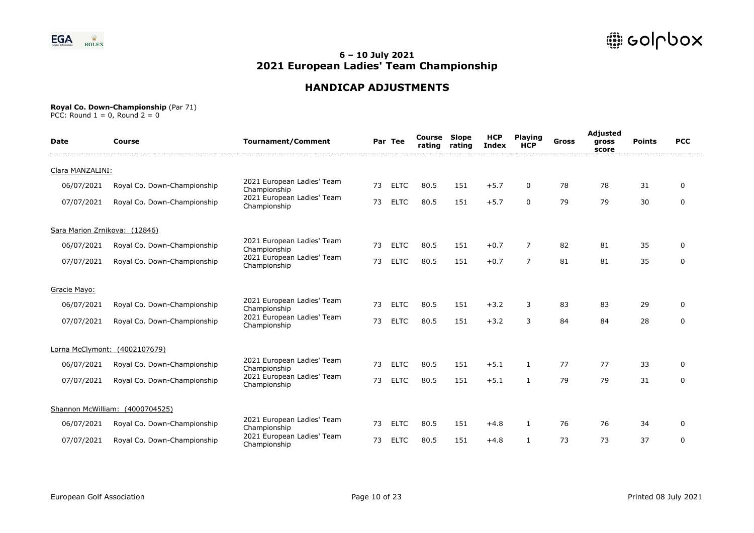## 6 – 10 July 2021
# 2021 European Ladies' Team Championship

## HANDICAP ADJUSTMENTS

**Royal Co. Down-Championship** (Par 71)
PCC: Round 1 = 0, Round 2 = 0

| Date | Course | Tournament/Comment | Par | Tee | Course rating | Slope rating | HCP Index | Playing HCP | Gross | Adjusted gross score | Points | PCC |
|---|---|---|---|---|---|---|---|---|---|---|---|---|
| Clara MANZALINI: | | | | | | | | | | | | |
| 06/07/2021 | Royal Co. Down-Championship | 2021 European Ladies' Team Championship | 73 | ELTC | 80.5 | 151 | +5.7 | 0 | 78 | 78 | 31 | 0 |
| 07/07/2021 | Royal Co. Down-Championship | 2021 European Ladies' Team Championship | 73 | ELTC | 80.5 | 151 | +5.7 | 0 | 79 | 79 | 30 | 0 |
| Sara Marion Zrnikova: (12846) | | | | | | | | | | | | |
| 06/07/2021 | Royal Co. Down-Championship | 2021 European Ladies' Team Championship | 73 | ELTC | 80.5 | 151 | +0.7 | 7 | 82 | 81 | 35 | 0 |
| 07/07/2021 | Royal Co. Down-Championship | 2021 European Ladies' Team Championship | 73 | ELTC | 80.5 | 151 | +0.7 | 7 | 81 | 81 | 35 | 0 |
| Gracie Mayo: | | | | | | | | | | | | |
| 06/07/2021 | Royal Co. Down-Championship | 2021 European Ladies' Team Championship | 73 | ELTC | 80.5 | 151 | +3.2 | 3 | 83 | 83 | 29 | 0 |
| 07/07/2021 | Royal Co. Down-Championship | 2021 European Ladies' Team Championship | 73 | ELTC | 80.5 | 151 | +3.2 | 3 | 84 | 84 | 28 | 0 |
| Lorna McClymont: (4002107679) | | | | | | | | | | | | |
| 06/07/2021 | Royal Co. Down-Championship | 2021 European Ladies' Team Championship | 73 | ELTC | 80.5 | 151 | +5.1 | 1 | 77 | 77 | 33 | 0 |
| 07/07/2021 | Royal Co. Down-Championship | 2021 European Ladies' Team Championship | 73 | ELTC | 80.5 | 151 | +5.1 | 1 | 79 | 79 | 31 | 0 |
| Shannon McWilliam: (4000704525) | | | | | | | | | | | | |
| 06/07/2021 | Royal Co. Down-Championship | 2021 European Ladies' Team Championship | 73 | ELTC | 80.5 | 151 | +4.8 | 1 | 76 | 76 | 34 | 0 |
| 07/07/2021 | Royal Co. Down-Championship | 2021 European Ladies' Team Championship | 73 | ELTC | 80.5 | 151 | +4.8 | 1 | 73 | 73 | 37 | 0 |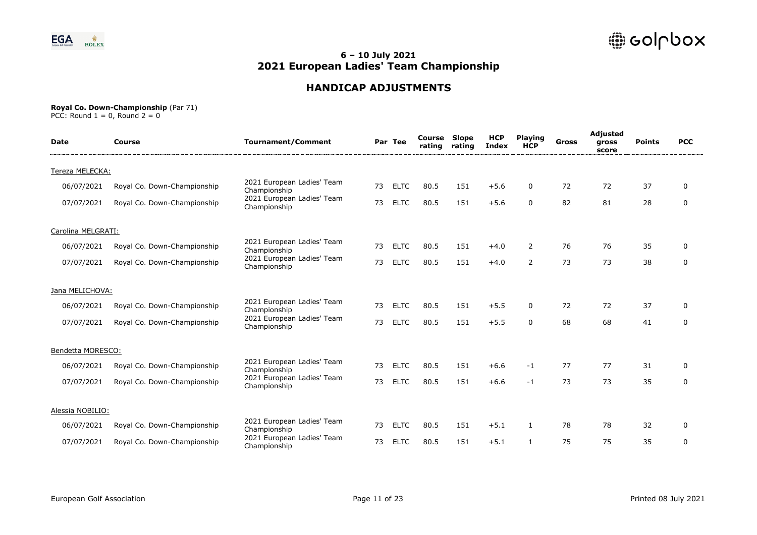## 6 – 10 July 2021
## 2021 European Ladies' Team Championship

## HANDICAP ADJUSTMENTS

**Royal Co. Down-Championship** (Par 71)
PCC: Round 1 = 0, Round 2 = 0

| Date | Course | Tournament/Comment | Par | Tee | Course rating | Slope rating | HCP Index | Playing HCP | Gross | Adjusted gross score | Points | PCC |
|---|---|---|---|---|---|---|---|---|---|---|---|---|
| Tereza MELECKA: | | | | | | | | | | | | |
| 06/07/2021 | Royal Co. Down-Championship | 2021 European Ladies' Team Championship | 73 | ELTC | 80.5 | 151 | +5.6 | 0 | 72 | 72 | 37 | 0 |
| 07/07/2021 | Royal Co. Down-Championship | 2021 European Ladies' Team Championship | 73 | ELTC | 80.5 | 151 | +5.6 | 0 | 82 | 81 | 28 | 0 |
| Carolina MELGRATI: | | | | | | | | | | | | |
| 06/07/2021 | Royal Co. Down-Championship | 2021 European Ladies' Team Championship | 73 | ELTC | 80.5 | 151 | +4.0 | 2 | 76 | 76 | 35 | 0 |
| 07/07/2021 | Royal Co. Down-Championship | 2021 European Ladies' Team Championship | 73 | ELTC | 80.5 | 151 | +4.0 | 2 | 73 | 73 | 38 | 0 |
| Jana MELICHOVA: | | | | | | | | | | | | |
| 06/07/2021 | Royal Co. Down-Championship | 2021 European Ladies' Team Championship | 73 | ELTC | 80.5 | 151 | +5.5 | 0 | 72 | 72 | 37 | 0 |
| 07/07/2021 | Royal Co. Down-Championship | 2021 European Ladies' Team Championship | 73 | ELTC | 80.5 | 151 | +5.5 | 0 | 68 | 68 | 41 | 0 |
| Bendetta MORESCO: | | | | | | | | | | | | |
| 06/07/2021 | Royal Co. Down-Championship | 2021 European Ladies' Team Championship | 73 | ELTC | 80.5 | 151 | +6.6 | -1 | 77 | 77 | 31 | 0 |
| 07/07/2021 | Royal Co. Down-Championship | 2021 European Ladies' Team Championship | 73 | ELTC | 80.5 | 151 | +6.6 | -1 | 73 | 73 | 35 | 0 |
| Alessia NOBILIO: | | | | | | | | | | | | |
| 06/07/2021 | Royal Co. Down-Championship | 2021 European Ladies' Team Championship | 73 | ELTC | 80.5 | 151 | +5.1 | 1 | 78 | 78 | 32 | 0 |
| 07/07/2021 | Royal Co. Down-Championship | 2021 European Ladies' Team Championship | 73 | ELTC | 80.5 | 151 | +5.1 | 1 | 75 | 75 | 35 | 0 |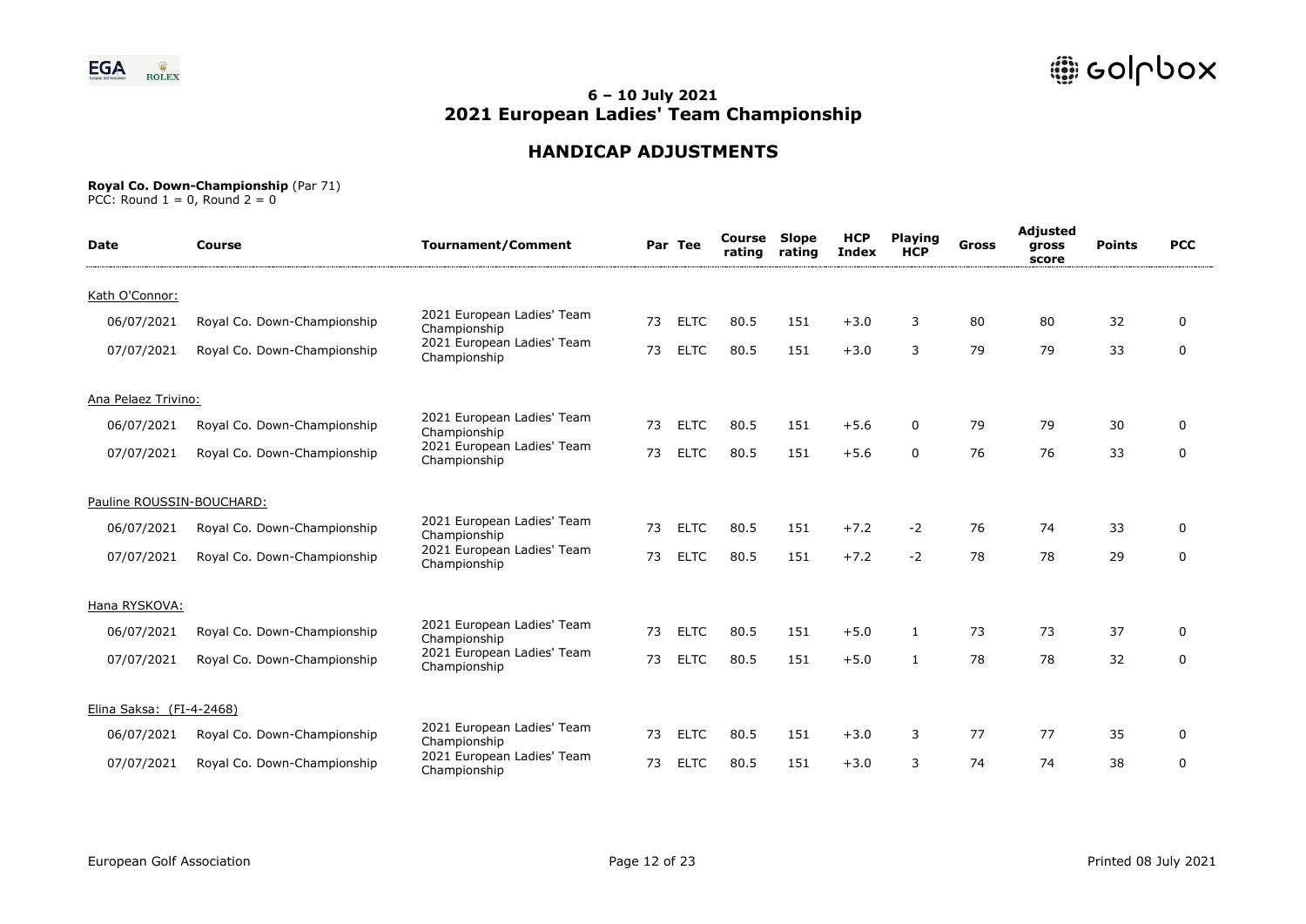# 6 – 10 July 2021
# 2021 European Ladies' Team Championship

## HANDICAP ADJUSTMENTS

**Royal Co. Down-Championship** (Par 71)
PCC: Round 1 = 0, Round 2 = 0

| Date | Course | Tournament/Comment | Par | Tee | Course rating | Slope rating | HCP Index | Playing HCP | Gross | Adjusted gross score | Points | PCC |
|---|---|---|---|---|---|---|---|---|---|---|---|---|
| Kath O'Connor: | | | | | | | | | | | | |
| 06/07/2021 | Royal Co. Down-Championship | 2021 European Ladies' Team Championship | 73 | ELTC | 80.5 | 151 | +3.0 | 3 | 80 | 80 | 32 | 0 |
| 07/07/2021 | Royal Co. Down-Championship | 2021 European Ladies' Team Championship | 73 | ELTC | 80.5 | 151 | +3.0 | 3 | 79 | 79 | 33 | 0 |
| Ana Pelaez Trivino: | | | | | | | | | | | | |
| 06/07/2021 | Royal Co. Down-Championship | 2021 European Ladies' Team Championship | 73 | ELTC | 80.5 | 151 | +5.6 | 0 | 79 | 79 | 30 | 0 |
| 07/07/2021 | Royal Co. Down-Championship | 2021 European Ladies' Team Championship | 73 | ELTC | 80.5 | 151 | +5.6 | 0 | 76 | 76 | 33 | 0 |
| Pauline ROUSSIN-BOUCHARD: | | | | | | | | | | | | |
| 06/07/2021 | Royal Co. Down-Championship | 2021 European Ladies' Team Championship | 73 | ELTC | 80.5 | 151 | +7.2 | -2 | 76 | 74 | 33 | 0 |
| 07/07/2021 | Royal Co. Down-Championship | 2021 European Ladies' Team Championship | 73 | ELTC | 80.5 | 151 | +7.2 | -2 | 78 | 78 | 29 | 0 |
| Hana RYSKOVA: | | | | | | | | | | | | |
| 06/07/2021 | Royal Co. Down-Championship | 2021 European Ladies' Team Championship | 73 | ELTC | 80.5 | 151 | +5.0 | 1 | 73 | 73 | 37 | 0 |
| 07/07/2021 | Royal Co. Down-Championship | 2021 European Ladies' Team Championship | 73 | ELTC | 80.5 | 151 | +5.0 | 1 | 78 | 78 | 32 | 0 |
| Elina Saksa: (FI-4-2468) | | | | | | | | | | | | |
| 06/07/2021 | Royal Co. Down-Championship | 2021 European Ladies' Team Championship | 73 | ELTC | 80.5 | 151 | +3.0 | 3 | 77 | 77 | 35 | 0 |
| 07/07/2021 | Royal Co. Down-Championship | 2021 European Ladies' Team Championship | 73 | ELTC | 80.5 | 151 | +3.0 | 3 | 74 | 74 | 38 | 0 |

European Golf Association

Printed 08 July 2021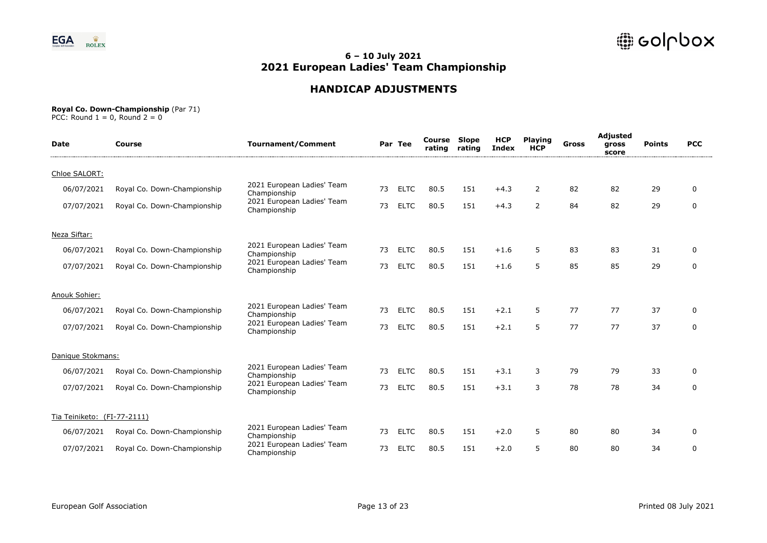# 6 – 10 July 2021
# 2021 European Ladies' Team Championship

## HANDICAP ADJUSTMENTS

**Royal Co. Down-Championship** (Par 71)
PCC: Round 1 = 0, Round 2 = 0

| Date | Course | Tournament/Comment | Par | Tee | Course rating | Slope rating | HCP Index | Playing HCP | Gross | Adjusted gross score | Points | PCC |
|---|---|---|---|---|---|---|---|---|---|---|---|---|
| Chloe SALORT: | | | | | | | | | | | | |
| 06/07/2021 | Royal Co. Down-Championship | 2021 European Ladies' Team Championship | 73 | ELTC | 80.5 | 151 | +4.3 | 2 | 82 | 82 | 29 | 0 |
| 07/07/2021 | Royal Co. Down-Championship | 2021 European Ladies' Team Championship | 73 | ELTC | 80.5 | 151 | +4.3 | 2 | 84 | 82 | 29 | 0 |
| Neza Siftar: | | | | | | | | | | | | |
| 06/07/2021 | Royal Co. Down-Championship | 2021 European Ladies' Team Championship | 73 | ELTC | 80.5 | 151 | +1.6 | 5 | 83 | 83 | 31 | 0 |
| 07/07/2021 | Royal Co. Down-Championship | 2021 European Ladies' Team Championship | 73 | ELTC | 80.5 | 151 | +1.6 | 5 | 85 | 85 | 29 | 0 |
| Anouk Sohier: | | | | | | | | | | | | |
| 06/07/2021 | Royal Co. Down-Championship | 2021 European Ladies' Team Championship | 73 | ELTC | 80.5 | 151 | +2.1 | 5 | 77 | 77 | 37 | 0 |
| 07/07/2021 | Royal Co. Down-Championship | 2021 European Ladies' Team Championship | 73 | ELTC | 80.5 | 151 | +2.1 | 5 | 77 | 77 | 37 | 0 |
| Danique Stokmans: | | | | | | | | | | | | |
| 06/07/2021 | Royal Co. Down-Championship | 2021 European Ladies' Team Championship | 73 | ELTC | 80.5 | 151 | +3.1 | 3 | 79 | 79 | 33 | 0 |
| 07/07/2021 | Royal Co. Down-Championship | 2021 European Ladies' Team Championship | 73 | ELTC | 80.5 | 151 | +3.1 | 3 | 78 | 78 | 34 | 0 |
| Tia Teiniketo: (FI-77-2111) | | | | | | | | | | | | |
| 06/07/2021 | Royal Co. Down-Championship | 2021 European Ladies' Team Championship | 73 | ELTC | 80.5 | 151 | +2.0 | 5 | 80 | 80 | 34 | 0 |
| 07/07/2021 | Royal Co. Down-Championship | 2021 European Ladies' Team Championship | 73 | ELTC | 80.5 | 151 | +2.0 | 5 | 80 | 80 | 34 | 0 |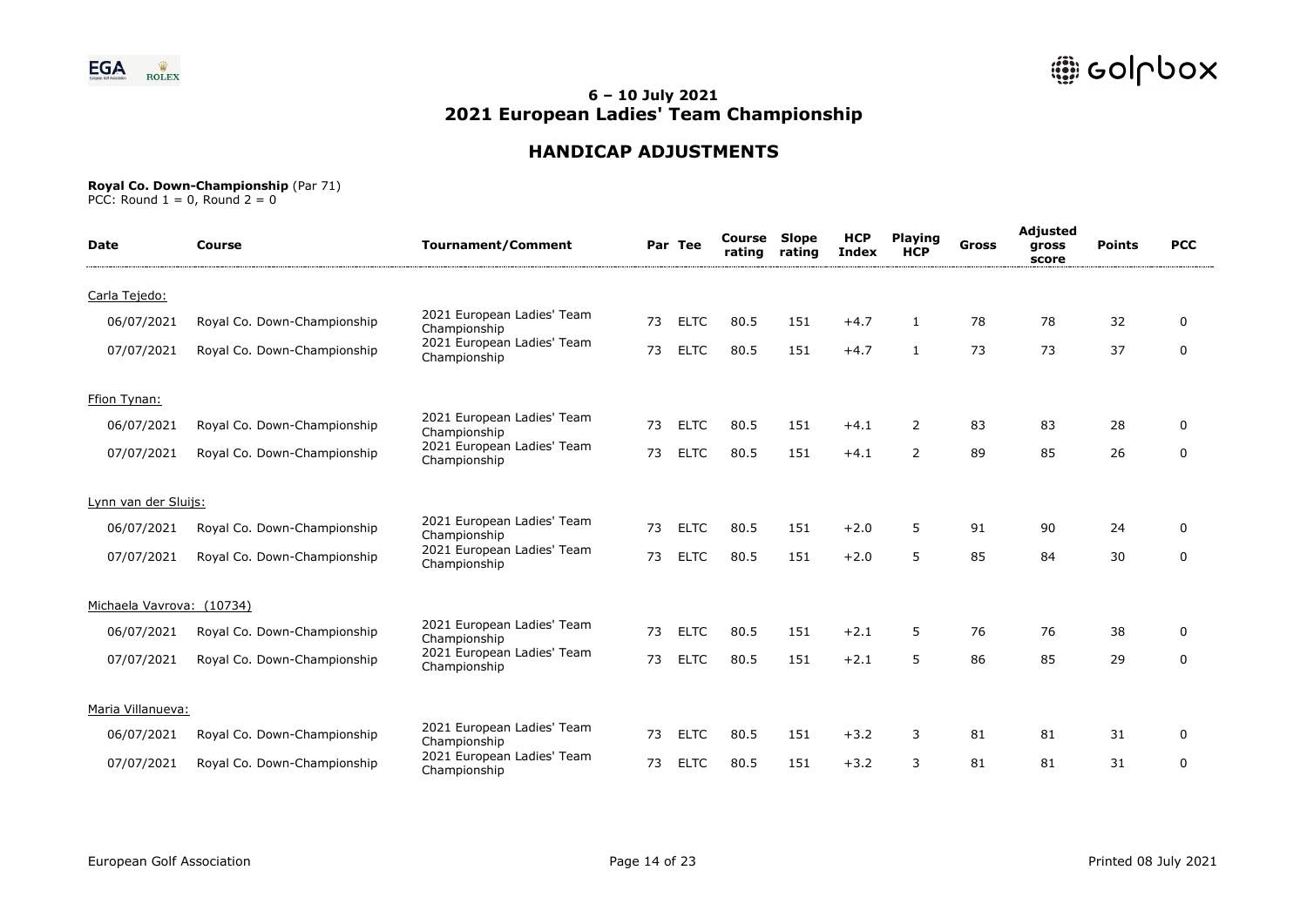# 6 – 10 July 2021
# 2021 European Ladies' Team Championship

## HANDICAP ADJUSTMENTS

**Royal Co. Down-Championship** (Par 71)
PCC: Round 1 = 0, Round 2 = 0

| Date | Course | Tournament/Comment | Par | Tee | Course rating | Slope rating | HCP Index | Playing HCP | Gross | Adjusted gross score | Points | PCC |
|---|---|---|---|---|---|---|---|---|---|---|---|---|
| Carla Tejedo: | | | | | | | | | | | | |
| 06/07/2021 | Royal Co. Down-Championship | 2021 European Ladies' Team Championship | 73 | ELTC | 80.5 | 151 | +4.7 | 1 | 78 | 78 | 32 | 0 |
| 07/07/2021 | Royal Co. Down-Championship | 2021 European Ladies' Team Championship | 73 | ELTC | 80.5 | 151 | +4.7 | 1 | 73 | 73 | 37 | 0 |
| Ffion Tynan: | | | | | | | | | | | | |
| 06/07/2021 | Royal Co. Down-Championship | 2021 European Ladies' Team Championship | 73 | ELTC | 80.5 | 151 | +4.1 | 2 | 83 | 83 | 28 | 0 |
| 07/07/2021 | Royal Co. Down-Championship | 2021 European Ladies' Team Championship | 73 | ELTC | 80.5 | 151 | +4.1 | 2 | 89 | 85 | 26 | 0 |
| Lynn van der Sluijs: | | | | | | | | | | | | |
| 06/07/2021 | Royal Co. Down-Championship | 2021 European Ladies' Team Championship | 73 | ELTC | 80.5 | 151 | +2.0 | 5 | 91 | 90 | 24 | 0 |
| 07/07/2021 | Royal Co. Down-Championship | 2021 European Ladies' Team Championship | 73 | ELTC | 80.5 | 151 | +2.0 | 5 | 85 | 84 | 30 | 0 |
| Michaela Vavrova: (10734) | | | | | | | | | | | | |
| 06/07/2021 | Royal Co. Down-Championship | 2021 European Ladies' Team Championship | 73 | ELTC | 80.5 | 151 | +2.1 | 5 | 76 | 76 | 38 | 0 |
| 07/07/2021 | Royal Co. Down-Championship | 2021 European Ladies' Team Championship | 73 | ELTC | 80.5 | 151 | +2.1 | 5 | 86 | 85 | 29 | 0 |
| Maria Villanueva: | | | | | | | | | | | | |
| 06/07/2021 | Royal Co. Down-Championship | 2021 European Ladies' Team Championship | 73 | ELTC | 80.5 | 151 | +3.2 | 3 | 81 | 81 | 31 | 0 |
| 07/07/2021 | Royal Co. Down-Championship | 2021 European Ladies' Team Championship | 73 | ELTC | 80.5 | 151 | +3.2 | 3 | 81 | 81 | 31 | 0 |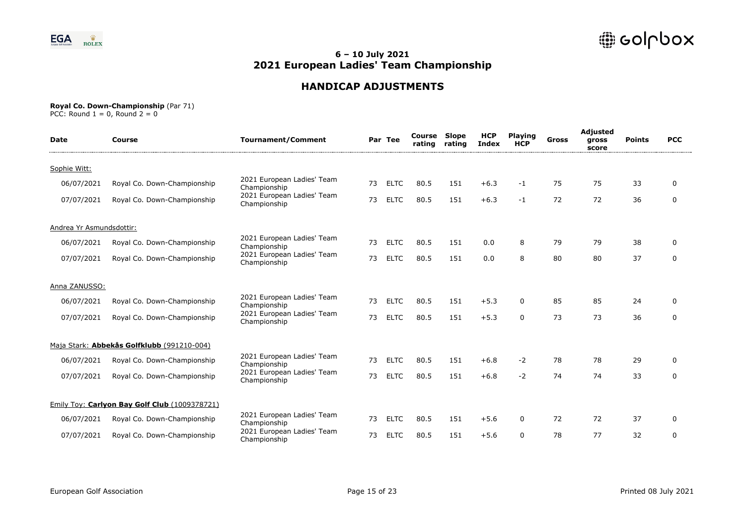## 6 – 10 July 2021
## 2021 European Ladies' Team Championship

## HANDICAP ADJUSTMENTS

**Royal Co. Down-Championship** (Par 71)
PCC: Round 1 = 0, Round 2 = 0

| Date | Course | Tournament/Comment | Par | Tee | Course rating | Slope rating | HCP Index | Playing HCP | Gross | Adjusted gross score | Points | PCC |
|---|---|---|---|---|---|---|---|---|---|---|---|---|
| Sophie Witt: | | | | | | | | | | | | |
| 06/07/2021 | Royal Co. Down-Championship | 2021 European Ladies' Team Championship | 73 | ELTC | 80.5 | 151 | +6.3 | -1 | 75 | 75 | 33 | 0 |
| 07/07/2021 | Royal Co. Down-Championship | 2021 European Ladies' Team Championship | 73 | ELTC | 80.5 | 151 | +6.3 | -1 | 72 | 72 | 36 | 0 |
| Andrea Yr Asmundsdottir: | | | | | | | | | | | | |
| 06/07/2021 | Royal Co. Down-Championship | 2021 European Ladies' Team Championship | 73 | ELTC | 80.5 | 151 | 0.0 | 8 | 79 | 79 | 38 | 0 |
| 07/07/2021 | Royal Co. Down-Championship | 2021 European Ladies' Team Championship | 73 | ELTC | 80.5 | 151 | 0.0 | 8 | 80 | 80 | 37 | 0 |
| Anna ZANUSSO: | | | | | | | | | | | | |
| 06/07/2021 | Royal Co. Down-Championship | 2021 European Ladies' Team Championship | 73 | ELTC | 80.5 | 151 | +5.3 | 0 | 85 | 85 | 24 | 0 |
| 07/07/2021 | Royal Co. Down-Championship | 2021 European Ladies' Team Championship | 73 | ELTC | 80.5 | 151 | +5.3 | 0 | 73 | 73 | 36 | 0 |
| Maja Stark: **Abbekås Golfklubb** (991210-004) | | | | | | | | | | | | |
| 06/07/2021 | Royal Co. Down-Championship | 2021 European Ladies' Team Championship | 73 | ELTC | 80.5 | 151 | +6.8 | -2 | 78 | 78 | 29 | 0 |
| 07/07/2021 | Royal Co. Down-Championship | 2021 European Ladies' Team Championship | 73 | ELTC | 80.5 | 151 | +6.8 | -2 | 74 | 74 | 33 | 0 |
| Emily Toy: **Carlyon Bay Golf Club** (1009378721) | | | | | | | | | | | | |
| 06/07/2021 | Royal Co. Down-Championship | 2021 European Ladies' Team Championship | 73 | ELTC | 80.5 | 151 | +5.6 | 0 | 72 | 72 | 37 | 0 |
| 07/07/2021 | Royal Co. Down-Championship | 2021 European Ladies' Team Championship | 73 | ELTC | 80.5 | 151 | +5.6 | 0 | 78 | 77 | 32 | 0 |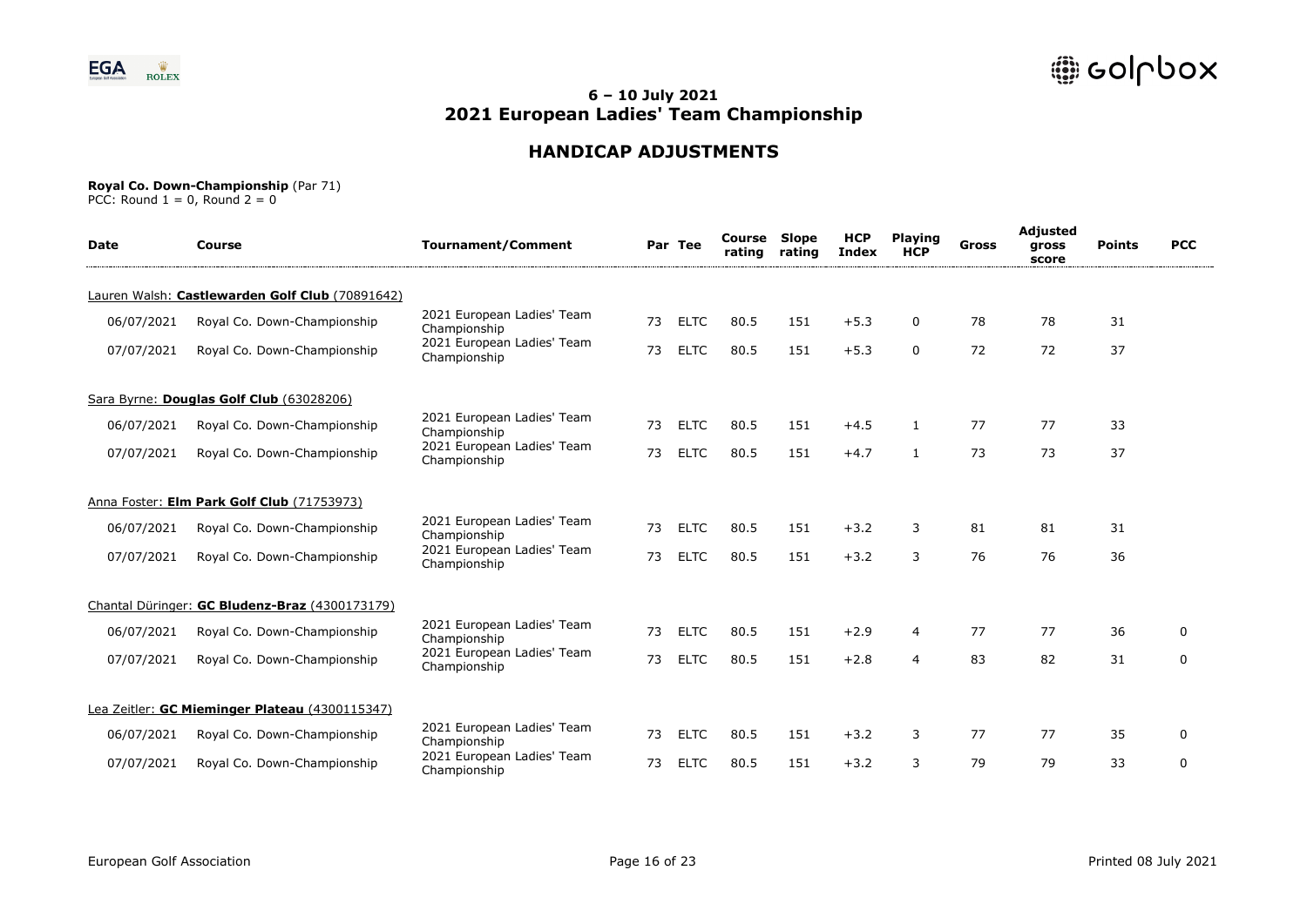## 6 – 10 July 2021
# 2021 European Ladies' Team Championship

## HANDICAP ADJUSTMENTS

**Royal Co. Down-Championship** (Par 71)
PCC: Round 1 = 0, Round 2 = 0

| Date | Course | Tournament/Comment | Par | Tee | Course rating | Slope rating | HCP Index | Playing HCP | Gross | Adjusted gross score | Points | PCC |
|---|---|---|---|---|---|---|---|---|---|---|---|---|
| Lauren Walsh: **Castlewarden Golf Club** (70891642) | | | | | | | | | | | | |
| 06/07/2021 | Royal Co. Down-Championship | 2021 European Ladies' Team Championship | 73 | ELTC | 80.5 | 151 | +5.3 | 0 | 78 | 78 | 31 | |
| 07/07/2021 | Royal Co. Down-Championship | 2021 European Ladies' Team Championship | 73 | ELTC | 80.5 | 151 | +5.3 | 0 | 72 | 72 | 37 | |
| Sara Byrne: **Douglas Golf Club** (63028206) | | | | | | | | | | | | |
| 06/07/2021 | Royal Co. Down-Championship | 2021 European Ladies' Team Championship | 73 | ELTC | 80.5 | 151 | +4.5 | 1 | 77 | 77 | 33 | |
| 07/07/2021 | Royal Co. Down-Championship | 2021 European Ladies' Team Championship | 73 | ELTC | 80.5 | 151 | +4.7 | 1 | 73 | 73 | 37 | |
| Anna Foster: **Elm Park Golf Club** (71753973) | | | | | | | | | | | | |
| 06/07/2021 | Royal Co. Down-Championship | 2021 European Ladies' Team Championship | 73 | ELTC | 80.5 | 151 | +3.2 | 3 | 81 | 81 | 31 | |
| 07/07/2021 | Royal Co. Down-Championship | 2021 European Ladies' Team Championship | 73 | ELTC | 80.5 | 151 | +3.2 | 3 | 76 | 76 | 36 | |
| Chantal Düringer: **GC Bludenz-Braz** (4300173179) | | | | | | | | | | | | |
| 06/07/2021 | Royal Co. Down-Championship | 2021 European Ladies' Team Championship | 73 | ELTC | 80.5 | 151 | +2.9 | 4 | 77 | 77 | 36 | 0 |
| 07/07/2021 | Royal Co. Down-Championship | 2021 European Ladies' Team Championship | 73 | ELTC | 80.5 | 151 | +2.8 | 4 | 83 | 82 | 31 | 0 |
| Lea Zeitler: **GC Mieminger Plateau** (4300115347) | | | | | | | | | | | | |
| 06/07/2021 | Royal Co. Down-Championship | 2021 European Ladies' Team Championship | 73 | ELTC | 80.5 | 151 | +3.2 | 3 | 77 | 77 | 35 | 0 |
| 07/07/2021 | Royal Co. Down-Championship | 2021 European Ladies' Team Championship | 73 | ELTC | 80.5 | 151 | +3.2 | 3 | 79 | 79 | 33 | 0 |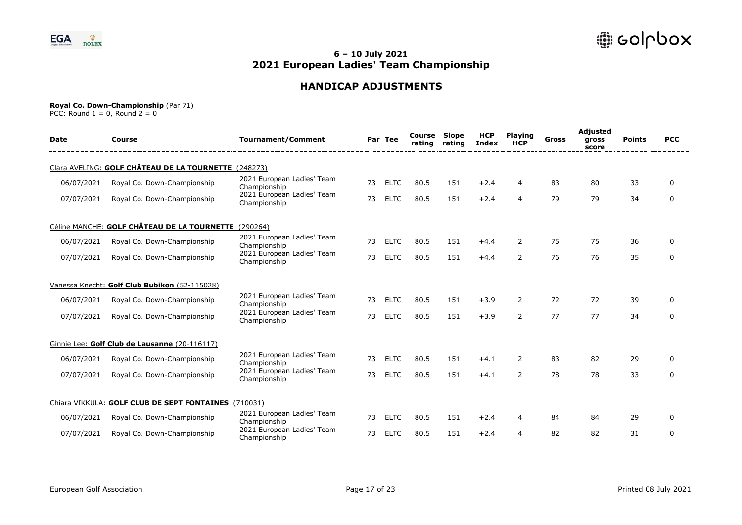# 6 – 10 July 2021
# 2021 European Ladies' Team Championship

## HANDICAP ADJUSTMENTS

**Royal Co. Down-Championship** (Par 71)
PCC: Round 1 = 0, Round 2 = 0

| Date | Course | Tournament/Comment | Par | Tee | Course rating | Slope rating | HCP Index | Playing HCP | Gross | Adjusted gross score | Points | PCC |
|---|---|---|---|---|---|---|---|---|---|---|---|---|
| Clara AVELING: **GOLF CHÂTEAU DE LA TOURNETTE** (248273) | | | | | | | | | | | | |
| 06/07/2021 | Royal Co. Down-Championship | 2021 European Ladies' Team Championship | 73 | ELTC | 80.5 | 151 | +2.4 | 4 | 83 | 80 | 33 | 0 |
| 07/07/2021 | Royal Co. Down-Championship | 2021 European Ladies' Team Championship | 73 | ELTC | 80.5 | 151 | +2.4 | 4 | 79 | 79 | 34 | 0 |
| Céline MANCHE: **GOLF CHÂTEAU DE LA TOURNETTE** (290264) | | | | | | | | | | | | |
| 06/07/2021 | Royal Co. Down-Championship | 2021 European Ladies' Team Championship | 73 | ELTC | 80.5 | 151 | +4.4 | 2 | 75 | 75 | 36 | 0 |
| 07/07/2021 | Royal Co. Down-Championship | 2021 European Ladies' Team Championship | 73 | ELTC | 80.5 | 151 | +4.4 | 2 | 76 | 76 | 35 | 0 |
| Vanessa Knecht: **Golf Club Bubikon** (52-115028) | | | | | | | | | | | | |
| 06/07/2021 | Royal Co. Down-Championship | 2021 European Ladies' Team Championship | 73 | ELTC | 80.5 | 151 | +3.9 | 2 | 72 | 72 | 39 | 0 |
| 07/07/2021 | Royal Co. Down-Championship | 2021 European Ladies' Team Championship | 73 | ELTC | 80.5 | 151 | +3.9 | 2 | 77 | 77 | 34 | 0 |
| Ginnie Lee: **Golf Club de Lausanne** (20-116117) | | | | | | | | | | | | |
| 06/07/2021 | Royal Co. Down-Championship | 2021 European Ladies' Team Championship | 73 | ELTC | 80.5 | 151 | +4.1 | 2 | 83 | 82 | 29 | 0 |
| 07/07/2021 | Royal Co. Down-Championship | 2021 European Ladies' Team Championship | 73 | ELTC | 80.5 | 151 | +4.1 | 2 | 78 | 78 | 33 | 0 |
| Chiara VIKKULA: **GOLF CLUB DE SEPT FONTAINES** (710031) | | | | | | | | | | | | |
| 06/07/2021 | Royal Co. Down-Championship | 2021 European Ladies' Team Championship | 73 | ELTC | 80.5 | 151 | +2.4 | 4 | 84 | 84 | 29 | 0 |
| 07/07/2021 | Royal Co. Down-Championship | 2021 European Ladies' Team Championship | 73 | ELTC | 80.5 | 151 | +2.4 | 4 | 82 | 82 | 31 | 0 |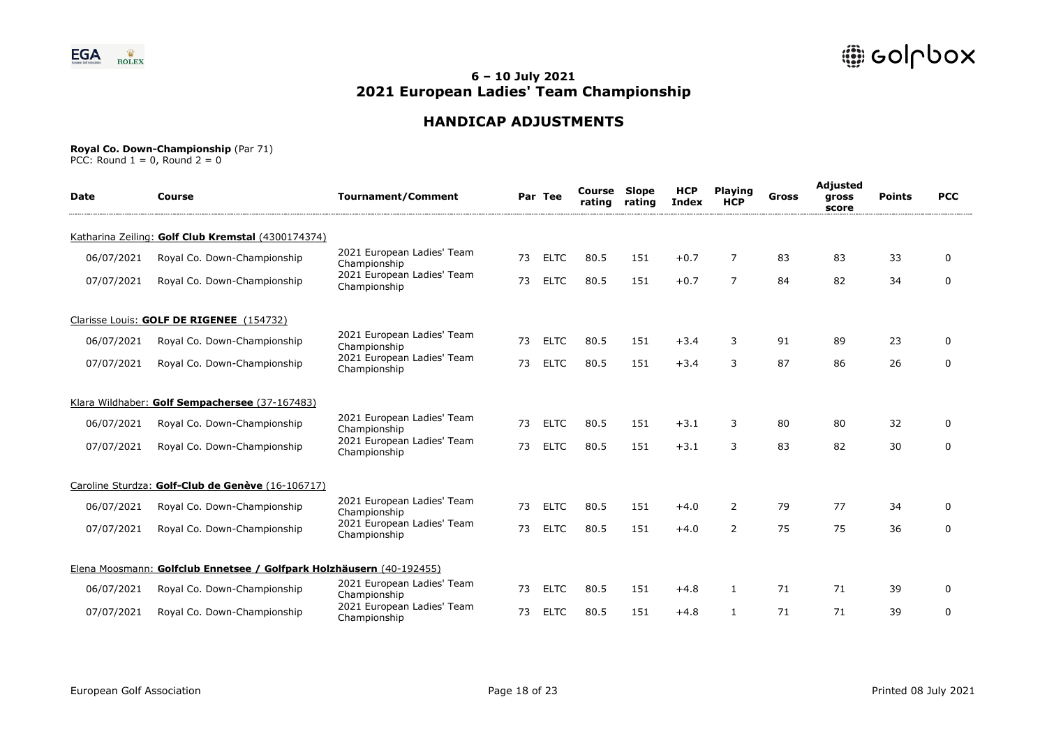# 6 – 10 July 2021
# 2021 European Ladies' Team Championship

## HANDICAP ADJUSTMENTS

**Royal Co. Down-Championship** (Par 71)
PCC: Round 1 = 0, Round 2 = 0

| Date | Course | Tournament/Comment | Par | Tee | Course rating | Slope rating | HCP Index | Playing HCP | Gross | Adjusted gross score | Points | PCC |
|---|---|---|---|---|---|---|---|---|---|---|---|---|
| Katharina Zeiling: **Golf Club Kremstal** (4300174374) | | | | | | | | | | | | |
| 06/07/2021 | Royal Co. Down-Championship | 2021 European Ladies' Team Championship | 73 | ELTC | 80.5 | 151 | +0.7 | 7 | 83 | 83 | 33 | 0 |
| 07/07/2021 | Royal Co. Down-Championship | 2021 European Ladies' Team Championship | 73 | ELTC | 80.5 | 151 | +0.7 | 7 | 84 | 82 | 34 | 0 |
| Clarisse Louis: **GOLF DE RIGENEE** (154732) | | | | | | | | | | | | |
| 06/07/2021 | Royal Co. Down-Championship | 2021 European Ladies' Team Championship | 73 | ELTC | 80.5 | 151 | +3.4 | 3 | 91 | 89 | 23 | 0 |
| 07/07/2021 | Royal Co. Down-Championship | 2021 European Ladies' Team Championship | 73 | ELTC | 80.5 | 151 | +3.4 | 3 | 87 | 86 | 26 | 0 |
| Klara Wildhaber: **Golf Sempachersee** (37-167483) | | | | | | | | | | | | |
| 06/07/2021 | Royal Co. Down-Championship | 2021 European Ladies' Team Championship | 73 | ELTC | 80.5 | 151 | +3.1 | 3 | 80 | 80 | 32 | 0 |
| 07/07/2021 | Royal Co. Down-Championship | 2021 European Ladies' Team Championship | 73 | ELTC | 80.5 | 151 | +3.1 | 3 | 83 | 82 | 30 | 0 |
| Caroline Sturdza: **Golf-Club de Genève** (16-106717) | | | | | | | | | | | | |
| 06/07/2021 | Royal Co. Down-Championship | 2021 European Ladies' Team Championship | 73 | ELTC | 80.5 | 151 | +4.0 | 2 | 79 | 77 | 34 | 0 |
| 07/07/2021 | Royal Co. Down-Championship | 2021 European Ladies' Team Championship | 73 | ELTC | 80.5 | 151 | +4.0 | 2 | 75 | 75 | 36 | 0 |
| Elena Moosmann: **Golfclub Ennetsee / Golfpark Holzhäusern** (40-192455) | | | | | | | | | | | | |
| 06/07/2021 | Royal Co. Down-Championship | 2021 European Ladies' Team Championship | 73 | ELTC | 80.5 | 151 | +4.8 | 1 | 71 | 71 | 39 | 0 |
| 07/07/2021 | Royal Co. Down-Championship | 2021 European Ladies' Team Championship | 73 | ELTC | 80.5 | 151 | +4.8 | 1 | 71 | 71 | 39 | 0 |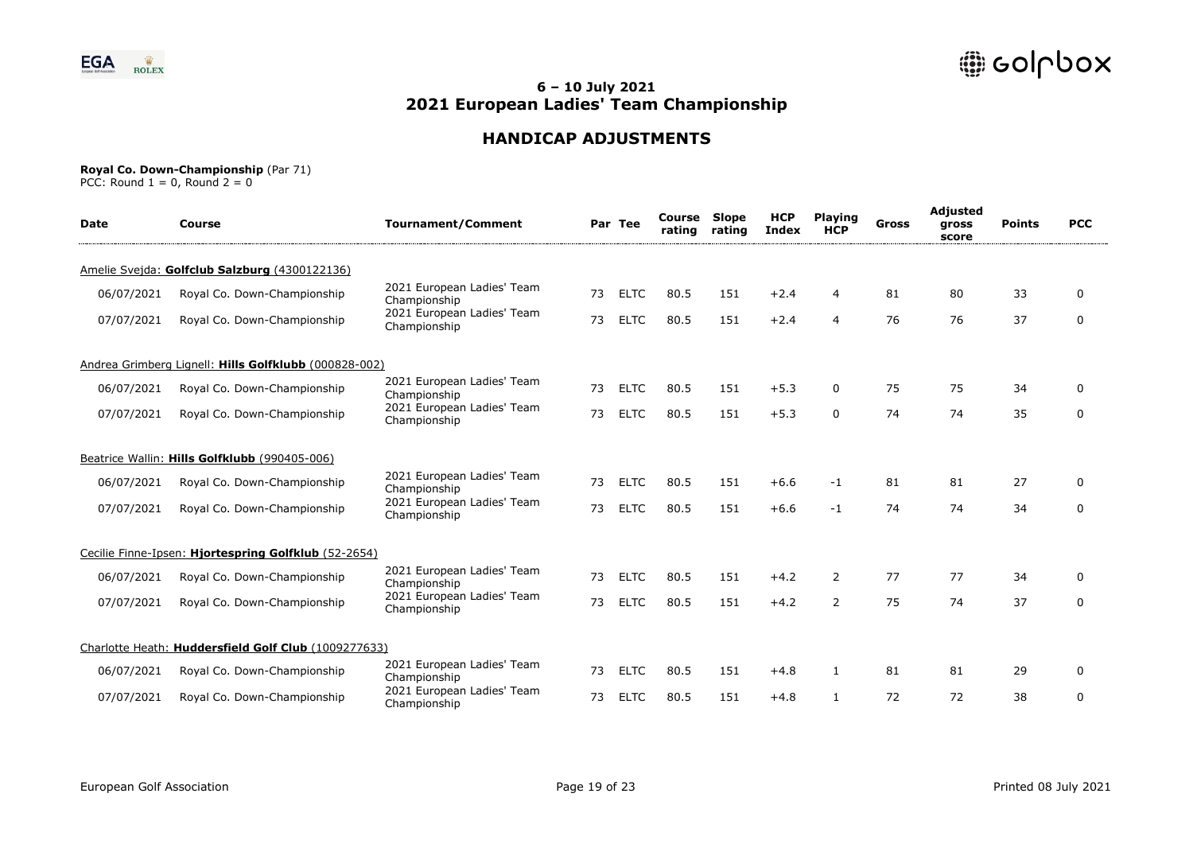## 6 – 10 July 2021
# 2021 European Ladies' Team Championship

## HANDICAP ADJUSTMENTS

**Royal Co. Down-Championship** (Par 71)
PCC: Round 1 = 0, Round 2 = 0

| Date | Course | Tournament/Comment | Par | Tee | Course rating | Slope rating | HCP Index | Playing HCP | Gross | Adjusted gross score | Points | PCC |
|---|---|---|---|---|---|---|---|---|---|---|---|---|
| Amelie Svejda: **Golfclub Salzburg** (4300122136) | | | | | | | | | | | | |
| 06/07/2021 | Royal Co. Down-Championship | 2021 European Ladies' Team Championship | 73 | ELTC | 80.5 | 151 | +2.4 | 4 | 81 | 80 | 33 | 0 |
| 07/07/2021 | Royal Co. Down-Championship | 2021 European Ladies' Team Championship | 73 | ELTC | 80.5 | 151 | +2.4 | 4 | 76 | 76 | 37 | 0 |
| Andrea Grimberg Lignell: **Hills Golfklubb** (000828-002) | | | | | | | | | | | | |
| 06/07/2021 | Royal Co. Down-Championship | 2021 European Ladies' Team Championship | 73 | ELTC | 80.5 | 151 | +5.3 | 0 | 75 | 75 | 34 | 0 |
| 07/07/2021 | Royal Co. Down-Championship | 2021 European Ladies' Team Championship | 73 | ELTC | 80.5 | 151 | +5.3 | 0 | 74 | 74 | 35 | 0 |
| Beatrice Wallin: **Hills Golfklubb** (990405-006) | | | | | | | | | | | | |
| 06/07/2021 | Royal Co. Down-Championship | 2021 European Ladies' Team Championship | 73 | ELTC | 80.5 | 151 | +6.6 | -1 | 81 | 81 | 27 | 0 |
| 07/07/2021 | Royal Co. Down-Championship | 2021 European Ladies' Team Championship | 73 | ELTC | 80.5 | 151 | +6.6 | -1 | 74 | 74 | 34 | 0 |
| Cecilie Finne-Ipsen: **Hjortespring Golfklub** (52-2654) | | | | | | | | | | | | |
| 06/07/2021 | Royal Co. Down-Championship | 2021 European Ladies' Team Championship | 73 | ELTC | 80.5 | 151 | +4.2 | 2 | 77 | 77 | 34 | 0 |
| 07/07/2021 | Royal Co. Down-Championship | 2021 European Ladies' Team Championship | 73 | ELTC | 80.5 | 151 | +4.2 | 2 | 75 | 74 | 37 | 0 |
| Charlotte Heath: **Huddersfield Golf Club** (1009277633) | | | | | | | | | | | | |
| 06/07/2021 | Royal Co. Down-Championship | 2021 European Ladies' Team Championship | 73 | ELTC | 80.5 | 151 | +4.8 | 1 | 81 | 81 | 29 | 0 |
| 07/07/2021 | Royal Co. Down-Championship | 2021 European Ladies' Team Championship | 73 | ELTC | 80.5 | 151 | +4.8 | 1 | 72 | 72 | 38 | 0 |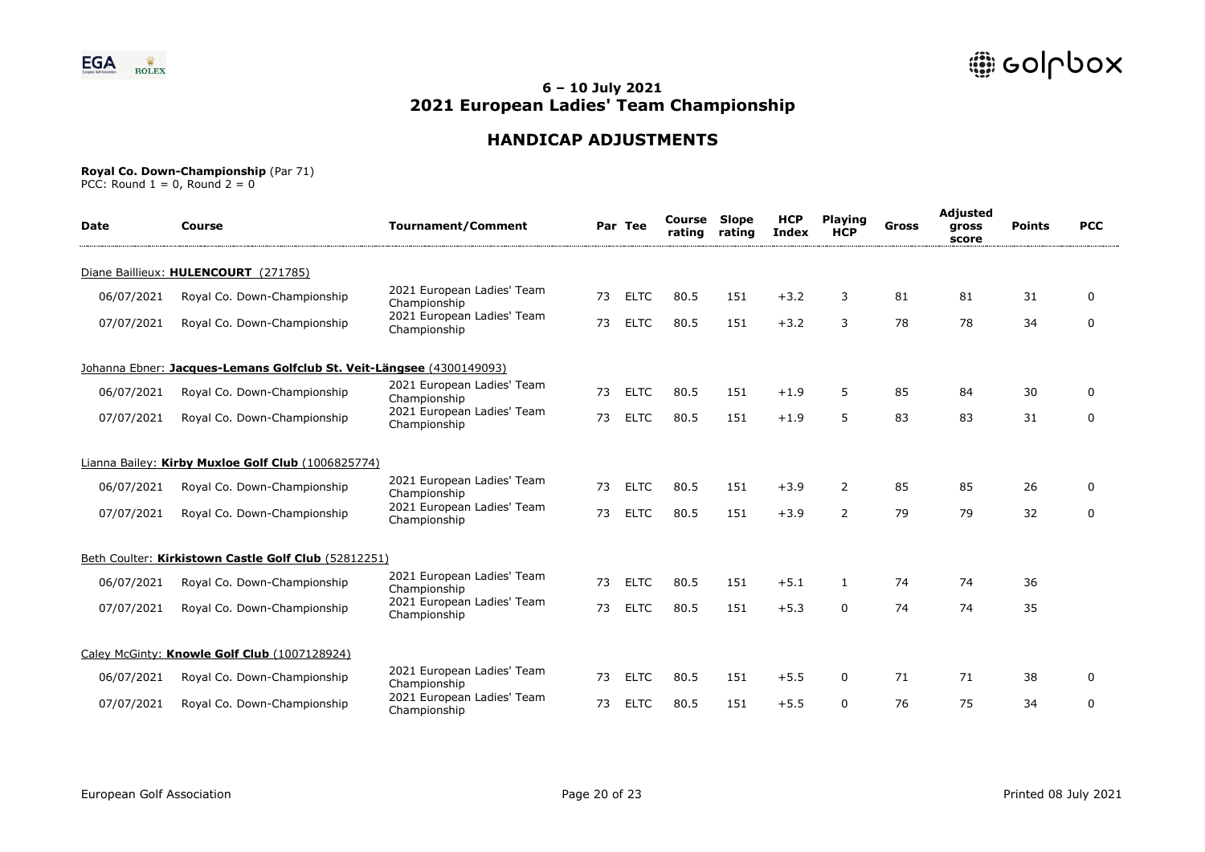# 6 – 10 July 2021
# 2021 European Ladies' Team Championship

## HANDICAP ADJUSTMENTS

**Royal Co. Down-Championship** (Par 71)
PCC: Round 1 = 0, Round 2 = 0

| Date | Course | Tournament/Comment | Par | Tee | Course rating | Slope rating | HCP Index | Playing HCP | Gross | Adjusted gross score | Points | PCC |
|---|---|---|---|---|---|---|---|---|---|---|---|---|
| Diane Baillieux: **HULENCOURT** (271785) | | | | | | | | | | | | |
| 06/07/2021 | Royal Co. Down-Championship | 2021 European Ladies' Team Championship | 73 | ELTC | 80.5 | 151 | +3.2 | 3 | 81 | 81 | 31 | 0 |
| 07/07/2021 | Royal Co. Down-Championship | 2021 European Ladies' Team Championship | 73 | ELTC | 80.5 | 151 | +3.2 | 3 | 78 | 78 | 34 | 0 |
| Johanna Ebner: **Jacques-Lemans Golfclub St. Veit-Längsee** (4300149093) | | | | | | | | | | | | |
| 06/07/2021 | Royal Co. Down-Championship | 2021 European Ladies' Team Championship | 73 | ELTC | 80.5 | 151 | +1.9 | 5 | 85 | 84 | 30 | 0 |
| 07/07/2021 | Royal Co. Down-Championship | 2021 European Ladies' Team Championship | 73 | ELTC | 80.5 | 151 | +1.9 | 5 | 83 | 83 | 31 | 0 |
| Lianna Bailey: **Kirby Muxloe Golf Club** (1006825774) | | | | | | | | | | | | |
| 06/07/2021 | Royal Co. Down-Championship | 2021 European Ladies' Team Championship | 73 | ELTC | 80.5 | 151 | +3.9 | 2 | 85 | 85 | 26 | 0 |
| 07/07/2021 | Royal Co. Down-Championship | 2021 European Ladies' Team Championship | 73 | ELTC | 80.5 | 151 | +3.9 | 2 | 79 | 79 | 32 | 0 |
| Beth Coulter: **Kirkistown Castle Golf Club** (52812251) | | | | | | | | | | | | |
| 06/07/2021 | Royal Co. Down-Championship | 2021 European Ladies' Team Championship | 73 | ELTC | 80.5 | 151 | +5.1 | 1 | 74 | 74 | 36 | |
| 07/07/2021 | Royal Co. Down-Championship | 2021 European Ladies' Team Championship | 73 | ELTC | 80.5 | 151 | +5.3 | 0 | 74 | 74 | 35 | |
| Caley McGinty: **Knowle Golf Club** (1007128924) | | | | | | | | | | | | |
| 06/07/2021 | Royal Co. Down-Championship | 2021 European Ladies' Team Championship | 73 | ELTC | 80.5 | 151 | +5.5 | 0 | 71 | 71 | 38 | 0 |
| 07/07/2021 | Royal Co. Down-Championship | 2021 European Ladies' Team Championship | 73 | ELTC | 80.5 | 151 | +5.5 | 0 | 76 | 75 | 34 | 0 |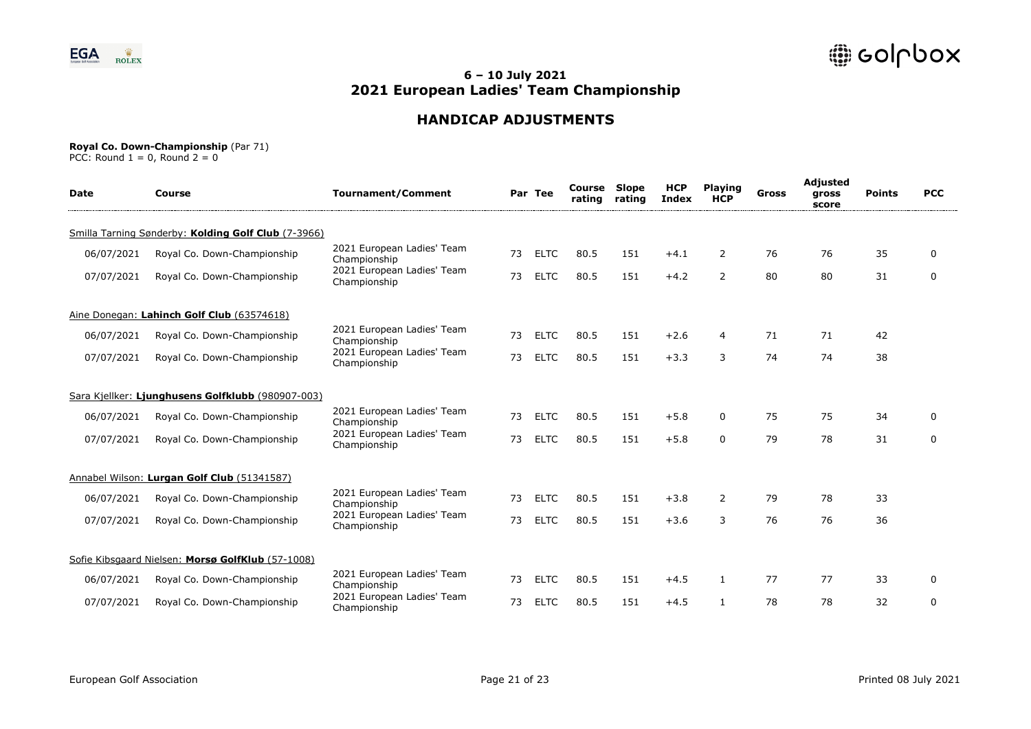## 6 – 10 July 2021
## 2021 European Ladies' Team Championship

## HANDICAP ADJUSTMENTS

**Royal Co. Down-Championship** (Par 71)
PCC: Round 1 = 0, Round 2 = 0

| Date | Course | Tournament/Comment | Par | Tee | Course rating | Slope rating | HCP Index | Playing HCP | Gross | Adjusted gross score | Points | PCC |
|---|---|---|---|---|---|---|---|---|---|---|---|---|
| Smilla Tarning Sønderby: **Kolding Golf Club** (7-3966) | | | | | | | | | | | | |
| 06/07/2021 | Royal Co. Down-Championship | 2021 European Ladies' Team Championship | 73 | ELTC | 80.5 | 151 | +4.1 | 2 | 76 | 76 | 35 | 0 |
| 07/07/2021 | Royal Co. Down-Championship | 2021 European Ladies' Team Championship | 73 | ELTC | 80.5 | 151 | +4.2 | 2 | 80 | 80 | 31 | 0 |
| Aine Donegan: **Lahinch Golf Club** (63574618) | | | | | | | | | | | | |
| 06/07/2021 | Royal Co. Down-Championship | 2021 European Ladies' Team Championship | 73 | ELTC | 80.5 | 151 | +2.6 | 4 | 71 | 71 | 42 | |
| 07/07/2021 | Royal Co. Down-Championship | 2021 European Ladies' Team Championship | 73 | ELTC | 80.5 | 151 | +3.3 | 3 | 74 | 74 | 38 | |
| Sara Kjellker: **Ljunghusens Golfklubb** (980907-003) | | | | | | | | | | | | |
| 06/07/2021 | Royal Co. Down-Championship | 2021 European Ladies' Team Championship | 73 | ELTC | 80.5 | 151 | +5.8 | 0 | 75 | 75 | 34 | 0 |
| 07/07/2021 | Royal Co. Down-Championship | 2021 European Ladies' Team Championship | 73 | ELTC | 80.5 | 151 | +5.8 | 0 | 79 | 78 | 31 | 0 |
| Annabel Wilson: **Lurgan Golf Club** (51341587) | | | | | | | | | | | | |
| 06/07/2021 | Royal Co. Down-Championship | 2021 European Ladies' Team Championship | 73 | ELTC | 80.5 | 151 | +3.8 | 2 | 79 | 78 | 33 | |
| 07/07/2021 | Royal Co. Down-Championship | 2021 European Ladies' Team Championship | 73 | ELTC | 80.5 | 151 | +3.6 | 3 | 76 | 76 | 36 | |
| Sofie Kibsgaard Nielsen: **Morsø GolfKlub** (57-1008) | | | | | | | | | | | | |
| 06/07/2021 | Royal Co. Down-Championship | 2021 European Ladies' Team Championship | 73 | ELTC | 80.5 | 151 | +4.5 | 1 | 77 | 77 | 33 | 0 |
| 07/07/2021 | Royal Co. Down-Championship | 2021 European Ladies' Team Championship | 73 | ELTC | 80.5 | 151 | +4.5 | 1 | 78 | 78 | 32 | 0 |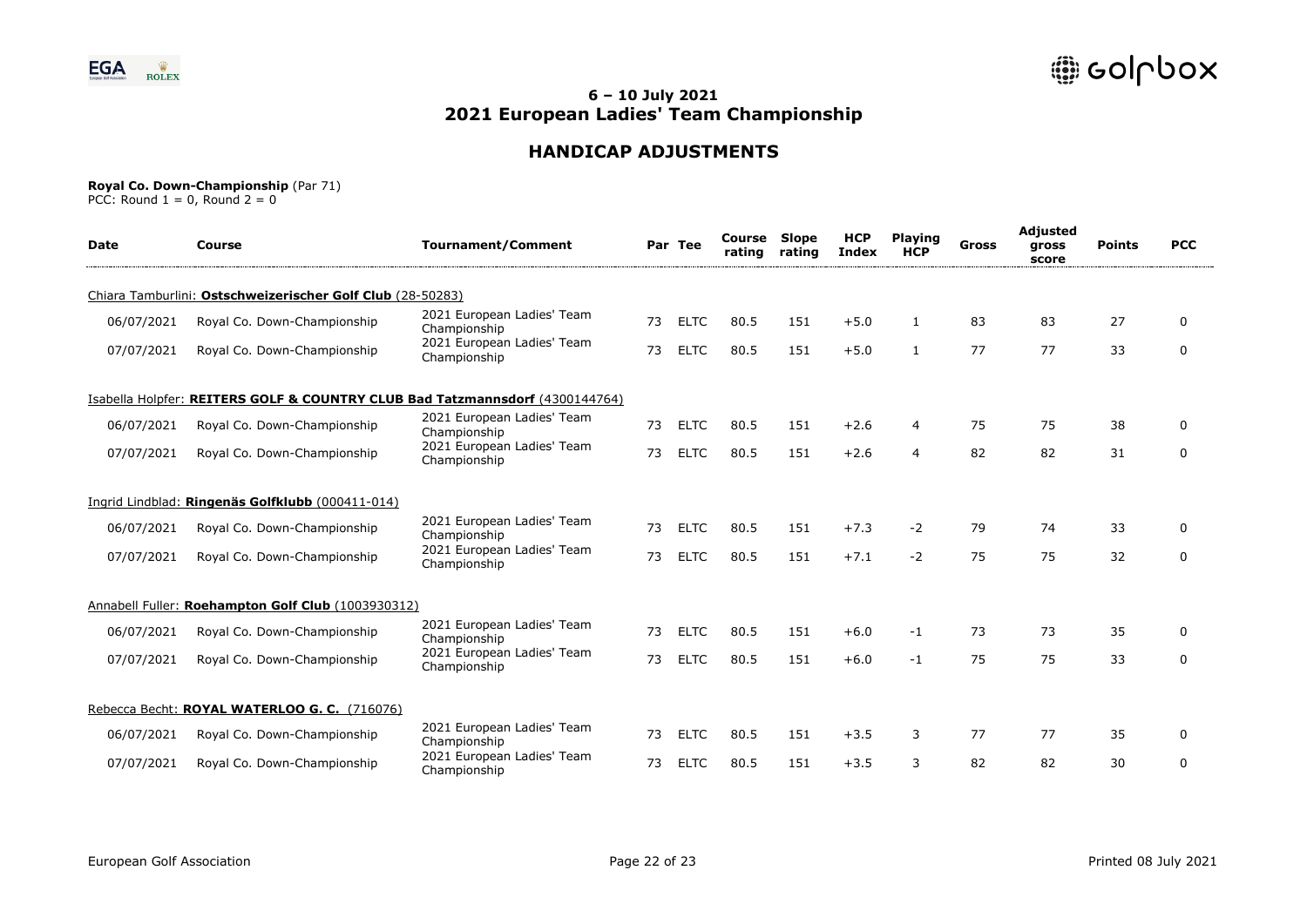# 6 – 10 July 2021
# 2021 European Ladies' Team Championship

## HANDICAP ADJUSTMENTS

**Royal Co. Down-Championship** (Par 71)
PCC: Round 1 = 0, Round 2 = 0

| Date | Course | Tournament/Comment | Par | Tee | Course rating | Slope rating | HCP Index | Playing HCP | Gross | Adjusted gross score | Points | PCC |
|---|---|---|---|---|---|---|---|---|---|---|---|---|
| Chiara Tamburlini: **Ostschweizerischer Golf Club** (28-50283) | | | | | | | | | | | | |
| 06/07/2021 | Royal Co. Down-Championship | 2021 European Ladies' Team Championship | 73 | ELTC | 80.5 | 151 | +5.0 | 1 | 83 | 83 | 27 | 0 |
| 07/07/2021 | Royal Co. Down-Championship | 2021 European Ladies' Team Championship | 73 | ELTC | 80.5 | 151 | +5.0 | 1 | 77 | 77 | 33 | 0 |
| Isabella Holpfer: **REITERS GOLF & COUNTRY CLUB Bad Tatzmannsdorf** (4300144764) | | | | | | | | | | | | |
| 06/07/2021 | Royal Co. Down-Championship | 2021 European Ladies' Team Championship | 73 | ELTC | 80.5 | 151 | +2.6 | 4 | 75 | 75 | 38 | 0 |
| 07/07/2021 | Royal Co. Down-Championship | 2021 European Ladies' Team Championship | 73 | ELTC | 80.5 | 151 | +2.6 | 4 | 82 | 82 | 31 | 0 |
| Ingrid Lindblad: **Ringenäs Golfklubb** (000411-014) | | | | | | | | | | | | |
| 06/07/2021 | Royal Co. Down-Championship | 2021 European Ladies' Team Championship | 73 | ELTC | 80.5 | 151 | +7.3 | -2 | 79 | 74 | 33 | 0 |
| 07/07/2021 | Royal Co. Down-Championship | 2021 European Ladies' Team Championship | 73 | ELTC | 80.5 | 151 | +7.1 | -2 | 75 | 75 | 32 | 0 |
| Annabell Fuller: **Roehampton Golf Club** (1003930312) | | | | | | | | | | | | |
| 06/07/2021 | Royal Co. Down-Championship | 2021 European Ladies' Team Championship | 73 | ELTC | 80.5 | 151 | +6.0 | -1 | 73 | 73 | 35 | 0 |
| 07/07/2021 | Royal Co. Down-Championship | 2021 European Ladies' Team Championship | 73 | ELTC | 80.5 | 151 | +6.0 | -1 | 75 | 75 | 33 | 0 |
| Rebecca Becht: **ROYAL WATERLOO G. C.** (716076) | | | | | | | | | | | | |
| 06/07/2021 | Royal Co. Down-Championship | 2021 European Ladies' Team Championship | 73 | ELTC | 80.5 | 151 | +3.5 | 3 | 77 | 77 | 35 | 0 |
| 07/07/2021 | Royal Co. Down-Championship | 2021 European Ladies' Team Championship | 73 | ELTC | 80.5 | 151 | +3.5 | 3 | 82 | 82 | 30 | 0 |

European Golf Association

Printed 08 July 2021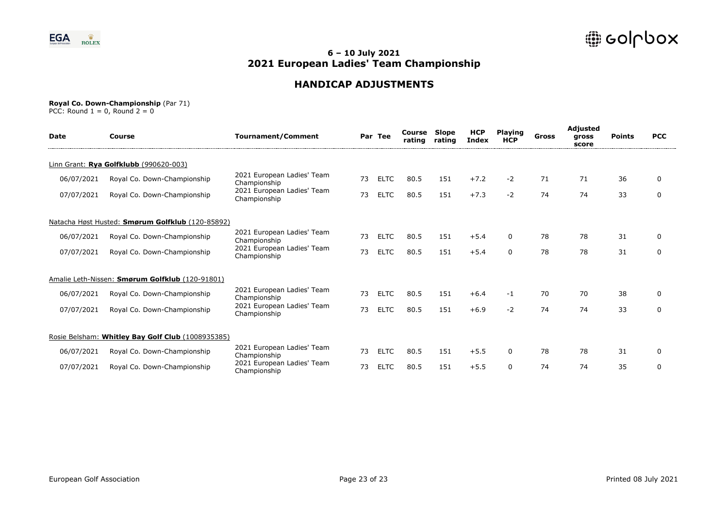## 6 – 10 July 2021
## 2021 European Ladies' Team Championship

## HANDICAP ADJUSTMENTS

**Royal Co. Down-Championship** (Par 71)
PCC: Round 1 = 0, Round 2 = 0

| Date | Course | Tournament/Comment | Par | Tee | Course rating | Slope rating | HCP Index | Playing HCP | Gross | Adjusted gross score | Points | PCC |
|---|---|---|---|---|---|---|---|---|---|---|---|---|
| Linn Grant: **Rya Golfklubb** (990620-003) | | | | | | | | | | | | |
| 06/07/2021 | Royal Co. Down-Championship | 2021 European Ladies' Team Championship | 73 | ELTC | 80.5 | 151 | +7.2 | -2 | 71 | 71 | 36 | 0 |
| 07/07/2021 | Royal Co. Down-Championship | 2021 European Ladies' Team Championship | 73 | ELTC | 80.5 | 151 | +7.3 | -2 | 74 | 74 | 33 | 0 |
| Natacha Høst Husted: **Smørum Golfklub** (120-85892) | | | | | | | | | | | | |
| 06/07/2021 | Royal Co. Down-Championship | 2021 European Ladies' Team Championship | 73 | ELTC | 80.5 | 151 | +5.4 | 0 | 78 | 78 | 31 | 0 |
| 07/07/2021 | Royal Co. Down-Championship | 2021 European Ladies' Team Championship | 73 | ELTC | 80.5 | 151 | +5.4 | 0 | 78 | 78 | 31 | 0 |
| Amalie Leth-Nissen: **Smørum Golfklub** (120-91801) | | | | | | | | | | | | |
| 06/07/2021 | Royal Co. Down-Championship | 2021 European Ladies' Team Championship | 73 | ELTC | 80.5 | 151 | +6.4 | -1 | 70 | 70 | 38 | 0 |
| 07/07/2021 | Royal Co. Down-Championship | 2021 European Ladies' Team Championship | 73 | ELTC | 80.5 | 151 | +6.9 | -2 | 74 | 74 | 33 | 0 |
| Rosie Belsham: **Whitley Bay Golf Club** (1008935385) | | | | | | | | | | | | |
| 06/07/2021 | Royal Co. Down-Championship | 2021 European Ladies' Team Championship | 73 | ELTC | 80.5 | 151 | +5.5 | 0 | 78 | 78 | 31 | 0 |
| 07/07/2021 | Royal Co. Down-Championship | 2021 European Ladies' Team Championship | 73 | ELTC | 80.5 | 151 | +5.5 | 0 | 74 | 74 | 35 | 0 |

European Golf Association

Printed 08 July 2021